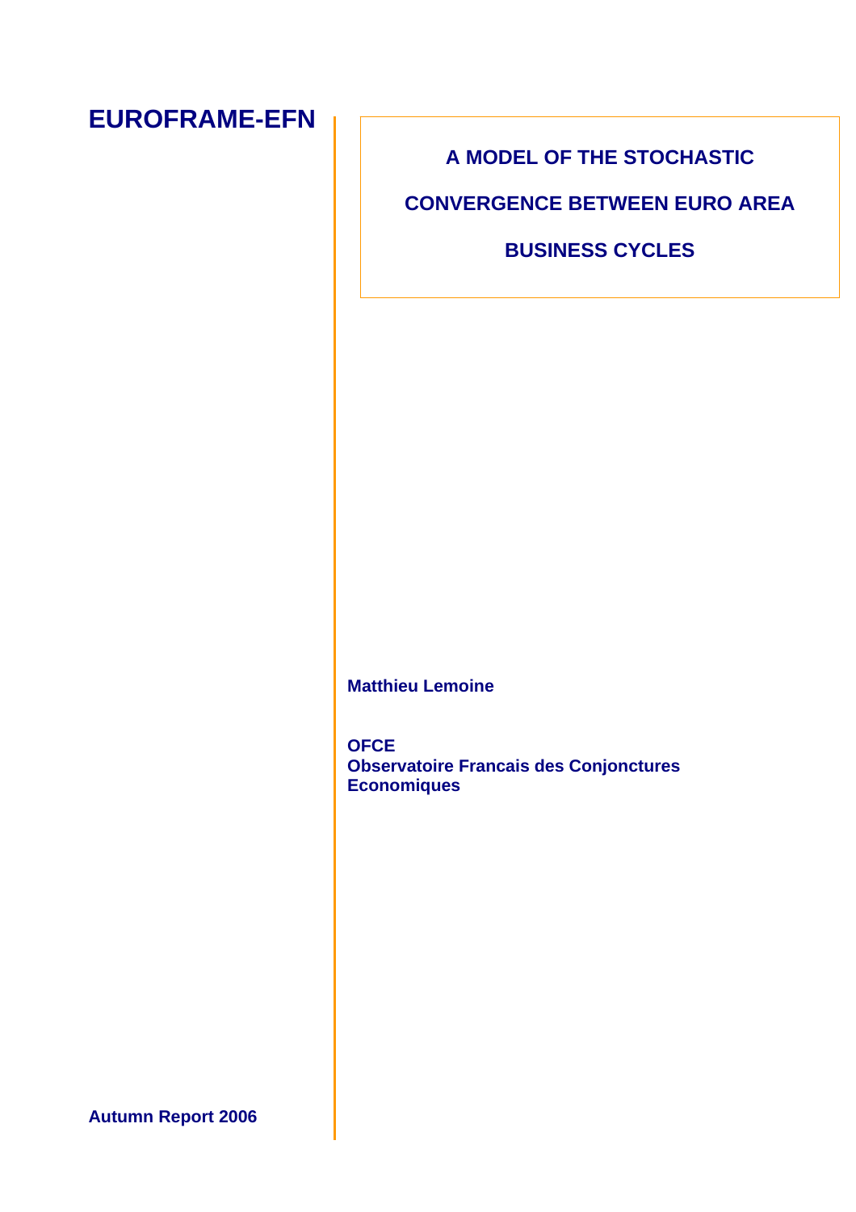**EUROFRAME-EFN**

# A MODEL OF THE STOCHASTIC CONVERGENCE BETWEEN EURO AREA BUSINESS CYCLES

**Matthieu Lemoine**

**OFCE**
**Observatoire Francais des Conjonctures Economiques**

**Autumn Report 2006**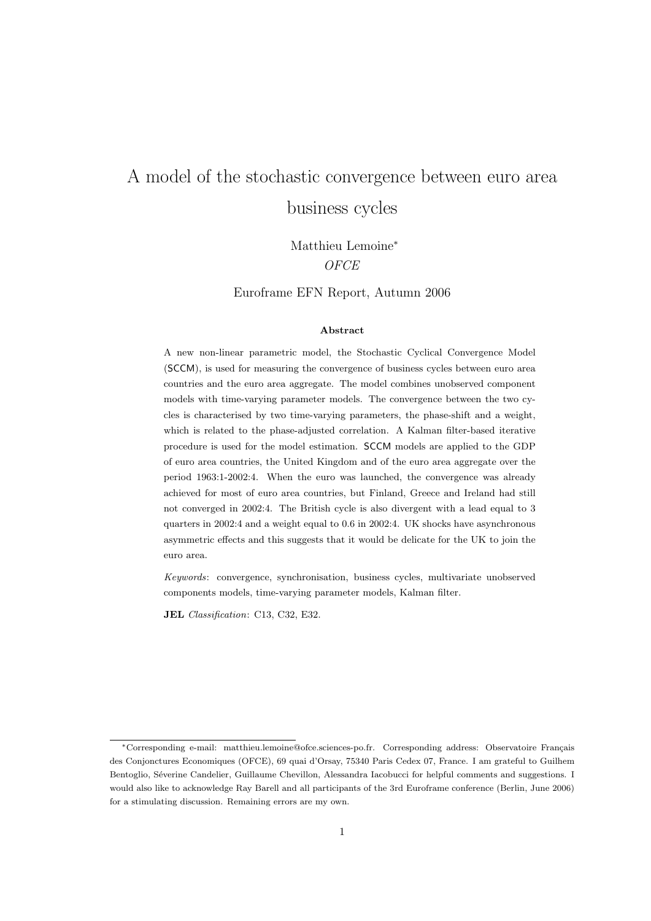# A model of the stochastic convergence between euro area business cycles

Matthieu Lemoine[*]

*OFCE*

Euroframe EFN Report, Autumn 2006

#### Abstract

A new non-linear parametric model, the Stochastic Cyclical Convergence Model (SCCM), is used for measuring the convergence of business cycles between euro area countries and the euro area aggregate. The model combines unobserved component models with time-varying parameter models. The convergence between the two cycles is characterised by two time-varying parameters, the phase-shift and a weight, which is related to the phase-adjusted correlation. A Kalman filter-based iterative procedure is used for the model estimation. SCCM models are applied to the GDP of euro area countries, the United Kingdom and of the euro area aggregate over the period 1963:1-2002:4. When the euro was launched, the convergence was already achieved for most of euro area countries, but Finland, Greece and Ireland had still not converged in 2002:4. The British cycle is also divergent with a lead equal to 3 quarters in 2002:4 and a weight equal to 0.6 in 2002:4. UK shocks have asynchronous asymmetric effects and this suggests that it would be delicate for the UK to join the euro area.

*Keywords*: convergence, synchronisation, business cycles, multivariate unobserved components models, time-varying parameter models, Kalman filter.

**JEL** *Classification*: C13, C32, E32.

---

[*] Corresponding e-mail: matthieu.lemoine@ofce.sciences-po.fr. Corresponding address: Observatoire Français des Conjonctures Economiques (OFCE), 69 quai d'Orsay, 75340 Paris Cedex 07, France. I am grateful to Guilhem Bentoglio, Séverine Candelier, Guillaume Chevillon, Alessandra Iacobucci for helpful comments and suggestions. I would also like to acknowledge Ray Barell and all participants of the 3rd Euroframe conference (Berlin, June 2006) for a stimulating discussion. Remaining errors are my own.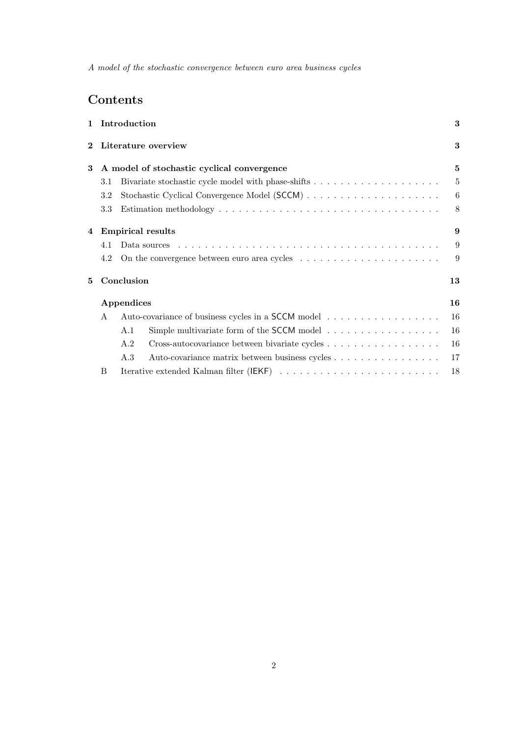# Contents

| | | |
|---|---|---|
| **1** | **Introduction** | **3** |
| **2** | **Literature overview** | **3** |
| **3** | **A model of stochastic cyclical convergence** | **5** |
| 3.1 | Bivariate stochastic cycle model with phase-shifts | 5 |
| 3.2 | Stochastic Cyclical Convergence Model (SCCM) | 6 |
| 3.3 | Estimation methodology | 8 |
| **4** | **Empirical results** | **9** |
| 4.1 | Data sources | 9 |
| 4.2 | On the convergence between euro area cycles | 9 |
| **5** | **Conclusion** | **13** |
| | **Appendices** | **16** |
| A | Auto-covariance of business cycles in a SCCM model | 16 |
| A.1 | Simple multivariate form of the SCCM model | 16 |
| A.2 | Cross-autocovariance between bivariate cycles | 16 |
| A.3 | Auto-covariance matrix between business cycles | 17 |
| B | Iterative extended Kalman filter (IEKF) | 18 |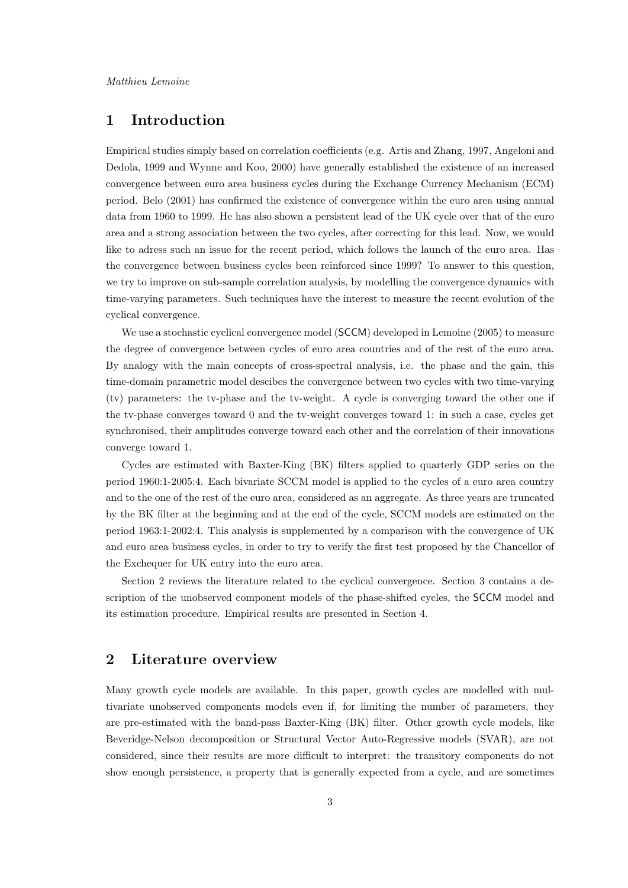## 1 Introduction

Empirical studies simply based on correlation coefficients (e.g. Artis and Zhang, 1997, Angeloni and Dedola, 1999 and Wynne and Koo, 2000) have generally established the existence of an increased convergence between euro area business cycles during the Exchange Currency Mechanism (ECM) period. Belo (2001) has confirmed the existence of convergence within the euro area using annual data from 1960 to 1999. He has also shown a persistent lead of the UK cycle over that of the euro area and a strong association between the two cycles, after correcting for this lead. Now, we would like to adress such an issue for the recent period, which follows the launch of the euro area. Has the convergence between business cycles been reinforced since 1999? To answer to this question, we try to improve on sub-sample correlation analysis, by modelling the convergence dynamics with time-varying parameters. Such techniques have the interest to measure the recent evolution of the cyclical convergence.

We use a stochastic cyclical convergence model (SCCM) developed in Lemoine (2005) to measure the degree of convergence between cycles of euro area countries and of the rest of the euro area. By analogy with the main concepts of cross-spectral analysis, i.e. the phase and the gain, this time-domain parametric model descibes the convergence between two cycles with two time-varying (tv) parameters: the tv-phase and the tv-weight. A cycle is converging toward the other one if the tv-phase converges toward 0 and the tv-weight converges toward 1: in such a case, cycles get synchronised, their amplitudes converge toward each other and the correlation of their innovations converge toward 1.

Cycles are estimated with Baxter-King (BK) filters applied to quarterly GDP series on the period 1960:1-2005:4. Each bivariate SCCM model is applied to the cycles of a euro area country and to the one of the rest of the euro area, considered as an aggregate. As three years are truncated by the BK filter at the beginning and at the end of the cycle, SCCM models are estimated on the period 1963:1-2002:4. This analysis is supplemented by a comparison with the convergence of UK and euro area business cycles, in order to try to verify the first test proposed by the Chancellor of the Exchequer for UK entry into the euro area.

Section 2 reviews the literature related to the cyclical convergence. Section 3 contains a description of the unobserved component models of the phase-shifted cycles, the SCCM model and its estimation procedure. Empirical results are presented in Section 4.

## 2 Literature overview

Many growth cycle models are available. In this paper, growth cycles are modelled with multivariate unobserved components models even if, for limiting the number of parameters, they are pre-estimated with the band-pass Baxter-King (BK) filter. Other growth cycle models, like Beveridge-Nelson decomposition or Structural Vector Auto-Regressive models (SVAR), are not considered, since their results are more difficult to interpret: the transitory components do not show enough persistence, a property that is generally expected from a cycle, and are sometimes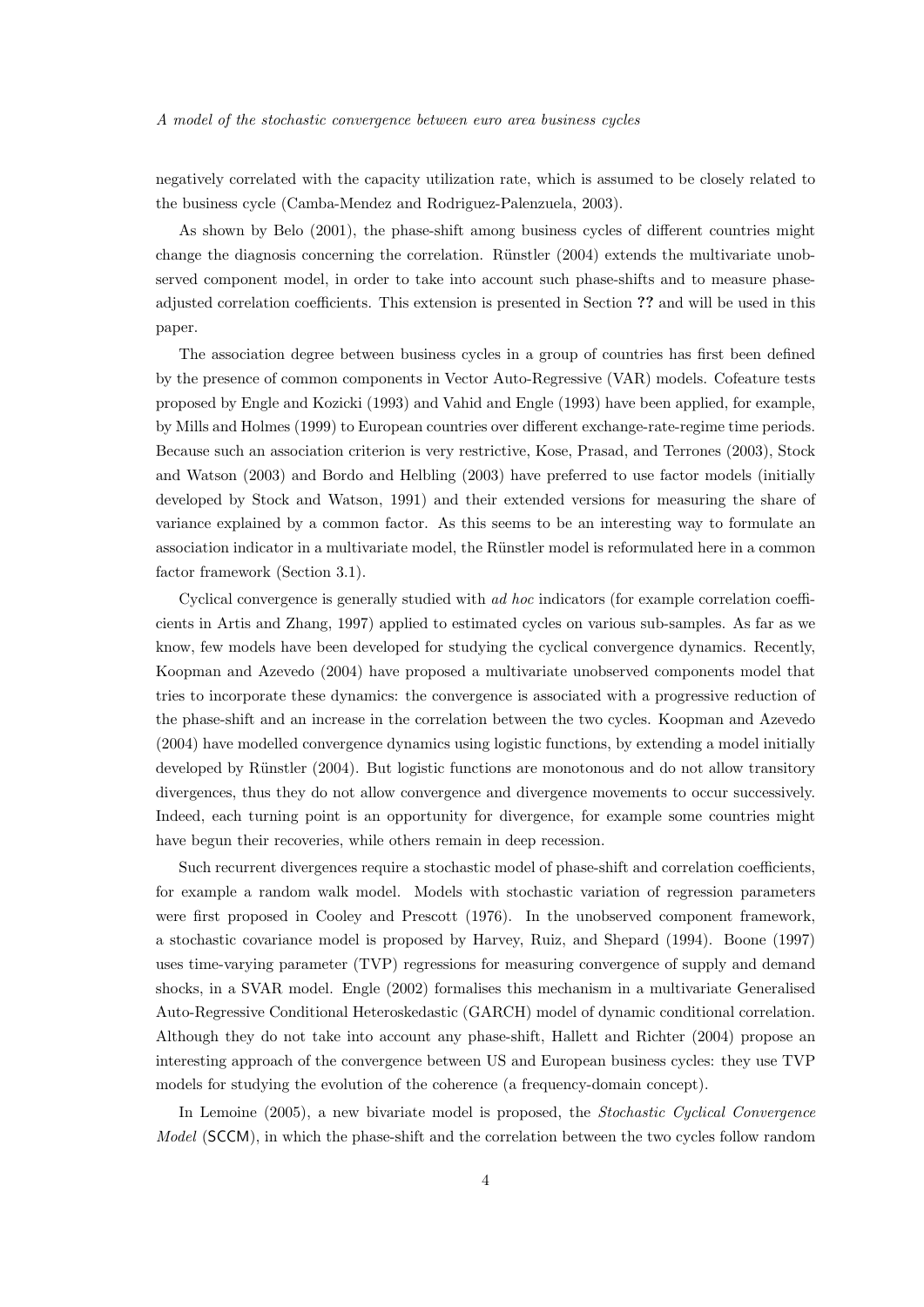negatively correlated with the capacity utilization rate, which is assumed to be closely related to the business cycle (Camba-Mendez and Rodriguez-Palenzuela, 2003).

As shown by Belo (2001), the phase-shift among business cycles of different countries might change the diagnosis concerning the correlation. Rünstler (2004) extends the multivariate unobserved component model, in order to take into account such phase-shifts and to measure phase-adjusted correlation coefficients. This extension is presented in Section **??** and will be used in this paper.

The association degree between business cycles in a group of countries has first been defined by the presence of common components in Vector Auto-Regressive (VAR) models. Cofeature tests proposed by Engle and Kozicki (1993) and Vahid and Engle (1993) have been applied, for example, by Mills and Holmes (1999) to European countries over different exchange-rate-regime time periods. Because such an association criterion is very restrictive, Kose, Prasad, and Terrones (2003), Stock and Watson (2003) and Bordo and Helbling (2003) have preferred to use factor models (initially developed by Stock and Watson, 1991) and their extended versions for measuring the share of variance explained by a common factor. As this seems to be an interesting way to formulate an association indicator in a multivariate model, the Rünstler model is reformulated here in a common factor framework (Section 3.1).

Cyclical convergence is generally studied with *ad hoc* indicators (for example correlation coefficients in Artis and Zhang, 1997) applied to estimated cycles on various sub-samples. As far as we know, few models have been developed for studying the cyclical convergence dynamics. Recently, Koopman and Azevedo (2004) have proposed a multivariate unobserved components model that tries to incorporate these dynamics: the convergence is associated with a progressive reduction of the phase-shift and an increase in the correlation between the two cycles. Koopman and Azevedo (2004) have modelled convergence dynamics using logistic functions, by extending a model initially developed by Rünstler (2004). But logistic functions are monotonous and do not allow transitory divergences, thus they do not allow convergence and divergence movements to occur successively. Indeed, each turning point is an opportunity for divergence, for example some countries might have begun their recoveries, while others remain in deep recession.

Such recurrent divergences require a stochastic model of phase-shift and correlation coefficients, for example a random walk model. Models with stochastic variation of regression parameters were first proposed in Cooley and Prescott (1976). In the unobserved component framework, a stochastic covariance model is proposed by Harvey, Ruiz, and Shepard (1994). Boone (1997) uses time-varying parameter (TVP) regressions for measuring convergence of supply and demand shocks, in a SVAR model. Engle (2002) formalises this mechanism in a multivariate Generalised Auto-Regressive Conditional Heteroskedastic (GARCH) model of dynamic conditional correlation. Although they do not take into account any phase-shift, Hallett and Richter (2004) propose an interesting approach of the convergence between US and European business cycles: they use TVP models for studying the evolution of the coherence (a frequency-domain concept).

In Lemoine (2005), a new bivariate model is proposed, the *Stochastic Cyclical Convergence Model* (SCCM), in which the phase-shift and the correlation between the two cycles follow random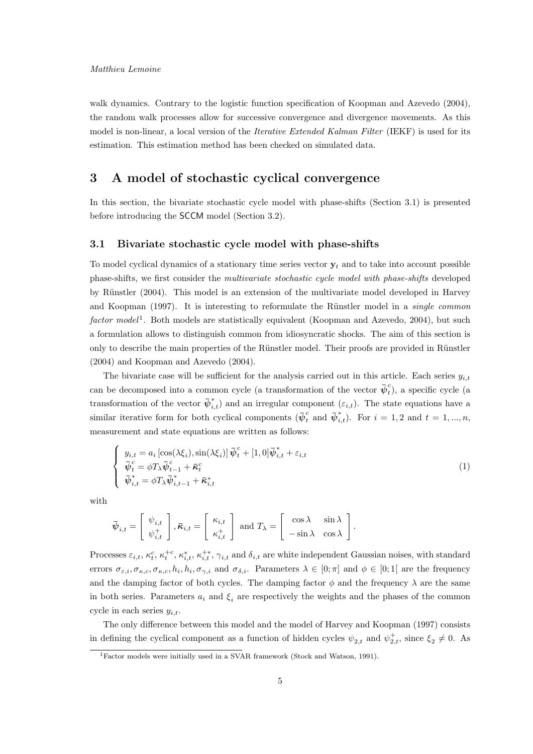walk dynamics. Contrary to the logistic function specification of Koopman and Azevedo (2004), the random walk processes allow for successive convergence and divergence movements. As this model is non-linear, a local version of the *Iterative Extended Kalman Filter* (IEKF) is used for its estimation. This estimation method has been checked on simulated data.

# 3 A model of stochastic cyclical convergence

In this section, the bivariate stochastic cycle model with phase-shifts (Section 3.1) is presented before introducing the SCCM model (Section 3.2).

## 3.1 Bivariate stochastic cycle model with phase-shifts

To model cyclical dynamics of a stationary time series vector $\mathbf{y}_t$ and to take into account possible phase-shifts, we first consider the *multivariate stochastic cycle model with phase-shifts* developed by Rünstler (2004). This model is an extension of the multivariate model developed in Harvey and Koopman (1997). It is interesting to reformulate the Rünstler model in a *single common factor model*[1]. Both models are statistically equivalent (Koopman and Azevedo, 2004), but such a formulation allows to distinguish common from idiosyncratic shocks. The aim of this section is only to describe the main properties of the Rünstler model. Their proofs are provided in Rünstler (2004) and Koopman and Azevedo (2004).

The bivariate case will be sufficient for the analysis carried out in this article. Each series $y_{i,t}$ can be decomposed into a common cycle (a transformation of the vector $\bar{\boldsymbol{\psi}}_t^c$), a specific cycle (a transformation of the vector $\bar{\boldsymbol{\psi}}_{i,t}^*$) and an irregular component ($\varepsilon_{i,t}$). The state equations have a similar iterative form for both cyclical components ($\bar{\boldsymbol{\psi}}_t^c$ and $\bar{\boldsymbol{\psi}}_{i,t}^*$). For $i = 1, 2$ and $t = 1, ..., n$, measurement and state equations are written as follows:

$$
\left\{
\begin{array}{l}
y_{i,t} = a_i \left[\cos(\lambda\xi_i), \sin(\lambda\xi_i)\right] \bar{\boldsymbol{\psi}}_t^c + [1, 0]\bar{\boldsymbol{\psi}}_{i,t}^* + \varepsilon_{i,t} \\
\bar{\boldsymbol{\psi}}_t^c = \phi T_\lambda \bar{\boldsymbol{\psi}}_{t-1}^c + \bar{\boldsymbol{\kappa}}_t^c \\
\bar{\boldsymbol{\psi}}_{i,t}^* = \phi T_\lambda \bar{\boldsymbol{\psi}}_{i,t-1}^* + \bar{\boldsymbol{\kappa}}_{i,t}^*
\end{array}
\right. \tag{1}
$$

with

$$
\bar{\boldsymbol{\psi}}_{i,t} = \begin{bmatrix} \psi_{i,t} \\ \psi_{i,t}^+ \end{bmatrix}, \bar{\boldsymbol{\kappa}}_{i,t} = \begin{bmatrix} \kappa_{i,t} \\ \kappa_{i,t}^+ \end{bmatrix} \text{ and } T_\lambda = \begin{bmatrix} \cos\lambda & \sin\lambda \\ -\sin\lambda & \cos\lambda \end{bmatrix}.
$$

Processes $\varepsilon_{i,t}$, $\kappa_t^c$, $\kappa_t^{+c}$, $\kappa_{i,t}^*$, $\kappa_{i,t}^{+*}$, $\gamma_{i,t}$ and $\delta_{i,t}$ are white independent Gaussian noises, with standard errors $\sigma_{\varepsilon,i}, \sigma_{\kappa,c}, \sigma_{\kappa,c}, h_i, h_i, \sigma_{\gamma,i}$ and $\sigma_{\delta,i}$. Parameters $\lambda \in [0;\pi]$ and $\phi \in [0;1[$ are the frequency and the damping factor of both cycles. The damping factor $\phi$ and the frequency $\lambda$ are the same in both series. Parameters $a_i$ and $\xi_i$ are respectively the weights and the phases of the common cycle in each series $y_{i,t}$.

The only difference between this model and the model of Harvey and Koopman (1997) consists in defining the cyclical component as a function of hidden cycles $\psi_{2,t}$ and $\psi_{2,t}^+$, since $\xi_2 \neq 0$. As

[1] Factor models were initially used in a SVAR framework (Stock and Watson, 1991).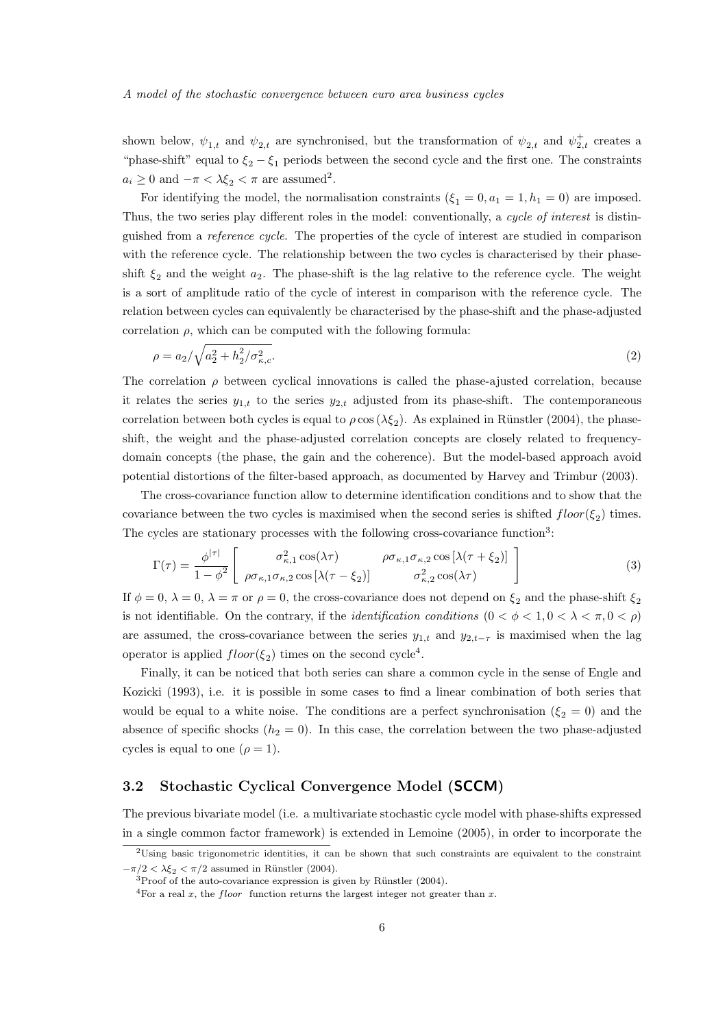shown below, $\psi_{1,t}$ and $\psi_{2,t}$ are synchronised, but the transformation of $\psi_{2,t}$ and $\psi^+_{2,t}$ creates a "phase-shift" equal to $\xi_2 - \xi_1$ periods between the second cycle and the first one. The constraints $a_i \geq 0$ and $-\pi < \lambda\xi_2 < \pi$ are assumed[2].

For identifying the model, the normalisation constraints ($\xi_1 = 0, a_1 = 1, h_1 = 0$) are imposed. Thus, the two series play different roles in the model: conventionally, a *cycle of interest* is distinguished from a *reference cycle*. The properties of the cycle of interest are studied in comparison with the reference cycle. The relationship between the two cycles is characterised by their phase-shift $\xi_2$ and the weight $a_2$. The phase-shift is the lag relative to the reference cycle. The weight is a sort of amplitude ratio of the cycle of interest in comparison with the reference cycle. The relation between cycles can equivalently be characterised by the phase-shift and the phase-adjusted correlation $\rho$, which can be computed with the following formula:

$$\rho = a_2 / \sqrt{a_2^2 + h_2^2/\sigma^2_{\kappa,c}}. \tag{2}$$

The correlation $\rho$ between cyclical innovations is called the phase-ajusted correlation, because it relates the series $y_{1,t}$ to the series $y_{2,t}$ adjusted from its phase-shift. The contemporaneous correlation between both cycles is equal to $\rho\cos(\lambda\xi_2)$. As explained in Rünstler (2004), the phase-shift, the weight and the phase-adjusted correlation concepts are closely related to frequency-domain concepts (the phase, the gain and the coherence). But the model-based approach avoid potential distortions of the filter-based approach, as documented by Harvey and Trimbur (2003).

The cross-covariance function allow to determine identification conditions and to show that the covariance between the two cycles is maximised when the second series is shifted $floor(\xi_2)$ times. The cycles are stationary processes with the following cross-covariance function[3]:

$$\Gamma(\tau) = \frac{\phi^{|\tau|}}{1-\phi^2}\begin{bmatrix} \sigma^2_{\kappa,1}\cos(\lambda\tau) & \rho\sigma_{\kappa,1}\sigma_{\kappa,2}\cos[\lambda(\tau+\xi_2)] \\ \rho\sigma_{\kappa,1}\sigma_{\kappa,2}\cos[\lambda(\tau-\xi_2)] & \sigma^2_{\kappa,2}\cos(\lambda\tau) \end{bmatrix} \tag{3}$$

If $\phi = 0$, $\lambda = 0$, $\lambda = \pi$ or $\rho = 0$, the cross-covariance does not depend on $\xi_2$ and the phase-shift $\xi_2$ is not identifiable. On the contrary, if the *identification conditions* ($0 < \phi < 1, 0 < \lambda < \pi, 0 < \rho$) are assumed, the cross-covariance between the series $y_{1,t}$ and $y_{2,t-\tau}$ is maximised when the lag operator is applied $floor(\xi_2)$ times on the second cycle[4].

Finally, it can be noticed that both series can share a common cycle in the sense of Engle and Kozicki (1993), i.e. it is possible in some cases to find a linear combination of both series that would be equal to a white noise. The conditions are a perfect synchronisation ($\xi_2 = 0$) and the absence of specific shocks ($h_2 = 0$). In this case, the correlation between the two phase-adjusted cycles is equal to one ($\rho = 1$).

### 3.2 Stochastic Cyclical Convergence Model (SCCM)

The previous bivariate model (i.e. a multivariate stochastic cycle model with phase-shifts expressed in a single common factor framework) is extended in Lemoine (2005), in order to incorporate the

[2] Using basic trigonometric identities, it can be shown that such constraints are equivalent to the constraint $-\pi/2 < \lambda\xi_2 < \pi/2$ assumed in Rünstler (2004).

[3] Proof of the auto-covariance expression is given by Rünstler (2004).

[4] For a real $x$, the *floor* function returns the largest integer not greater than $x$.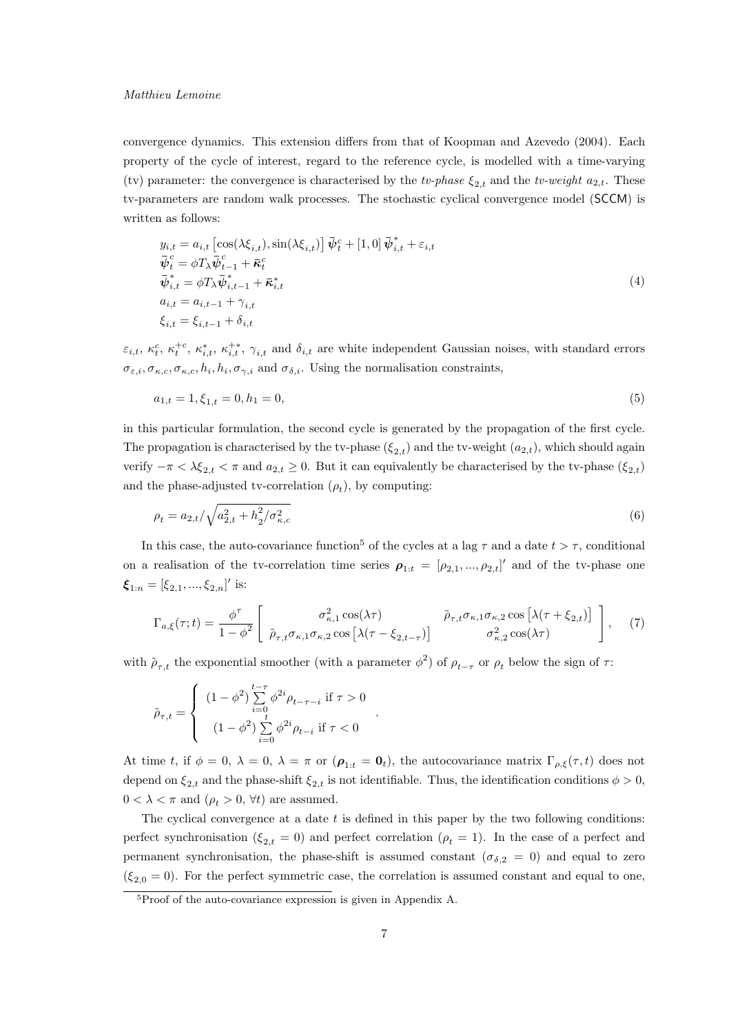convergence dynamics. This extension differs from that of Koopman and Azevedo (2004). Each property of the cycle of interest, regard to the reference cycle, is modelled with a time-varying (tv) parameter: the convergence is characterised by the *tv-phase* $\xi_{2,t}$ and the *tv-weight* $a_{2,t}$. These tv-parameters are random walk processes. The stochastic cyclical convergence model (SCCM) is written as follows:

$$
\begin{aligned}
& y_{i,t} = a_{i,t}\left[\cos(\lambda\xi_{i,t}), \sin(\lambda\xi_{i,t})\right]\bar{\boldsymbol{\psi}}_t^c + [1,0]\,\bar{\boldsymbol{\psi}}_{i,t}^* + \varepsilon_{i,t} \\
& \bar{\boldsymbol{\psi}}_t^c = \phi T_\lambda \bar{\boldsymbol{\psi}}_{t-1}^c + \bar{\boldsymbol{\kappa}}_t^c \\
& \bar{\boldsymbol{\psi}}_{i,t}^* = \phi T_\lambda \bar{\boldsymbol{\psi}}_{i,t-1}^* + \bar{\boldsymbol{\kappa}}_{i,t}^* \\
& a_{i,t} = a_{i,t-1} + \gamma_{i,t} \\
& \xi_{i,t} = \xi_{i,t-1} + \delta_{i,t}
\end{aligned} \tag{4}
$$

$\varepsilon_{i,t}$, $\kappa_t^c$, $\kappa_t^{+c}$, $\kappa_{i,t}^*$, $\kappa_{i,t}^{+*}$, $\gamma_{i,t}$ and $\delta_{i,t}$ are white independent Gaussian noises, with standard errors $\sigma_{\varepsilon,i}, \sigma_{\kappa,c}, \sigma_{\kappa,c}, h_i, h_i, \sigma_{\gamma,i}$ and $\sigma_{\delta,i}$. Using the normalisation constraints,

$$
a_{1,t} = 1, \xi_{1,t} = 0, h_1 = 0, \tag{5}
$$

in this particular formulation, the second cycle is generated by the propagation of the first cycle. The propagation is characterised by the tv-phase ($\xi_{2,t}$) and the tv-weight ($a_{2,t}$), which should again verify $-\pi < \lambda\xi_{2,t} < \pi$ and $a_{2,t} \geq 0$. But it can equivalently be characterised by the tv-phase ($\xi_{2,t}$) and the phase-adjusted tv-correlation ($\rho_t$), by computing:

$$
\rho_t = a_{2,t}/\sqrt{a_{2,t}^2 + h_2^2/\sigma_{\kappa,c}^2} \tag{6}
$$

In this case, the auto-covariance function[5] of the cycles at a lag $\tau$ and a date $t > \tau$, conditional on a realisation of the tv-correlation time series $\boldsymbol{\rho}_{1:t} = [\rho_{2,1}, ..., \rho_{2,t}]'$ and of the tv-phase one $\boldsymbol{\xi}_{1:n} = [\xi_{2,1}, ..., \xi_{2,n}]'$ is:

$$
\Gamma_{a,\xi}(\tau;t) = \frac{\phi^\tau}{1-\phi^2}\left[\begin{array}{cc} \sigma_{\kappa,1}^2\cos(\lambda\tau) & \tilde{\rho}_{\tau,t}\sigma_{\kappa,1}\sigma_{\kappa,2}\cos\left[\lambda(\tau+\xi_{2,t})\right] \\ \tilde{\rho}_{\tau,t}\sigma_{\kappa,1}\sigma_{\kappa,2}\cos\left[\lambda(\tau-\xi_{2,t-\tau})\right] & \sigma_{\kappa,2}^2\cos(\lambda\tau) \end{array}\right], \tag{7}
$$

with $\tilde{\rho}_{\tau,t}$ the exponential smoother (with a parameter $\phi^2$) of $\rho_{t-\tau}$ or $\rho_t$ below the sign of $\tau$:

$$
\tilde{\rho}_{\tau,t} = \left\{\begin{array}{l} (1-\phi^2)\sum\limits_{i=0}^{t-\tau}\phi^{2i}\rho_{t-\tau-i} \text{ if } \tau > 0 \\ (1-\phi^2)\sum\limits_{i=0}^{t}\phi^{2i}\rho_{t-i} \text{ if } \tau < 0 \end{array}\right. .
$$

At time $t$, if $\phi = 0$, $\lambda = 0$, $\lambda = \pi$ or ($\boldsymbol{\rho}_{1:t} = \mathbf{0}_t$), the autocovariance matrix $\Gamma_{\rho,\xi}(\tau,t)$ does not depend on $\xi_{2,t}$ and the phase-shift $\xi_{2,t}$ is not identifiable. Thus, the identification conditions $\phi > 0$, $0 < \lambda < \pi$ and ($\rho_t > 0$, $\forall t$) are assumed.

The cyclical convergence at a date $t$ is defined in this paper by the two following conditions: perfect synchronisation ($\xi_{2,t} = 0$) and perfect correlation ($\rho_t = 1$). In the case of a perfect and permanent synchronisation, the phase-shift is assumed constant ($\sigma_{\delta,2} = 0$) and equal to zero ($\xi_{2,0} = 0$). For the perfect symmetric case, the correlation is assumed constant and equal to one,

[5] Proof of the auto-covariance expression is given in Appendix A.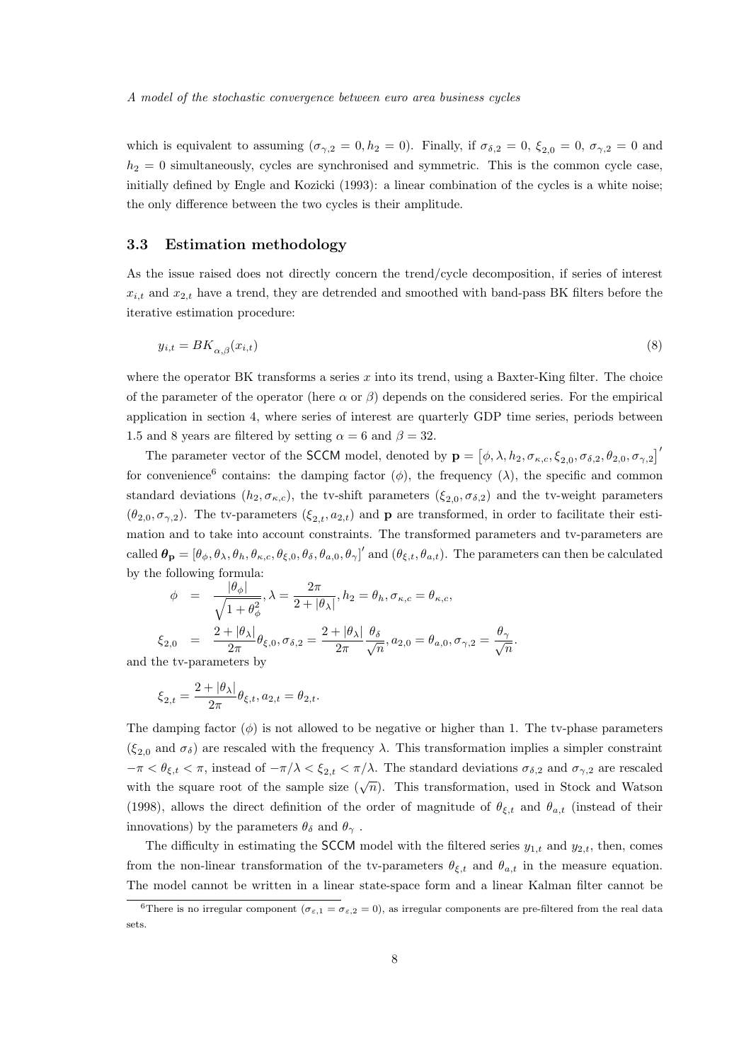which is equivalent to assuming ($\sigma_{\gamma,2} = 0, h_2 = 0$). Finally, if $\sigma_{\delta,2} = 0$, $\xi_{2,0} = 0$, $\sigma_{\gamma,2} = 0$ and $h_2 = 0$ simultaneously, cycles are synchronised and symmetric. This is the common cycle case, initially defined by Engle and Kozicki (1993): a linear combination of the cycles is a white noise; the only difference between the two cycles is their amplitude.

### 3.3 Estimation methodology

As the issue raised does not directly concern the trend/cycle decomposition, if series of interest $x_{i,t}$ and $x_{2,t}$ have a trend, they are detrended and smoothed with band-pass BK filters before the iterative estimation procedure:

$$y_{i,t} = BK_{\alpha,\beta}(x_{i,t}) \tag{8}$$

where the operator BK transforms a series $x$ into its trend, using a Baxter-King filter. The choice of the parameter of the operator (here $\alpha$ or $\beta$) depends on the considered series. For the empirical application in section 4, where series of interest are quarterly GDP time series, periods between 1.5 and 8 years are filtered by setting $\alpha = 6$ and $\beta = 32$.

The parameter vector of the SCCM model, denoted by $\mathbf{p} = \left[\phi, \lambda, h_2, \sigma_{\kappa,c}, \xi_{2,0}, \sigma_{\delta,2}, \theta_{2,0}, \sigma_{\gamma,2}\right]'$ for convenience[6] contains: the damping factor ($\phi$), the frequency ($\lambda$), the specific and common standard deviations ($h_2, \sigma_{\kappa,c}$), the tv-shift parameters ($\xi_{2,0}, \sigma_{\delta,2}$) and the tv-weight parameters ($\theta_{2,0}, \sigma_{\gamma,2}$). The tv-parameters ($\xi_{2,t}, a_{2,t}$) and $\mathbf{p}$ are transformed, in order to facilitate their estimation and to take into account constraints. The transformed parameters and tv-parameters are called $\boldsymbol{\theta}_{\mathbf{p}} = [\theta_\phi, \theta_\lambda, \theta_h, \theta_{\kappa,c}, \theta_{\xi,0}, \theta_\delta, \theta_{a,0}, \theta_\gamma]'$ and $(\theta_{\xi,t}, \theta_{a,t})$. The parameters can then be calculated by the following formula:

$$\begin{aligned}
\phi &= \frac{|\theta_\phi|}{\sqrt{1+\theta_\phi^2}}, \lambda = \frac{2\pi}{2+|\theta_\lambda|}, h_2 = \theta_h, \sigma_{\kappa,c} = \theta_{\kappa,c}, \\
\xi_{2,0} &= \frac{2+|\theta_\lambda|}{2\pi}\theta_{\xi,0}, \sigma_{\delta,2} = \frac{2+|\theta_\lambda|}{2\pi}\frac{\theta_\delta}{\sqrt{n}}, a_{2,0} = \theta_{a,0}, \sigma_{\gamma,2} = \frac{\theta_\gamma}{\sqrt{n}}.
\end{aligned}$$

and the tv-parameters by

$$\xi_{2,t} = \frac{2+|\theta_\lambda|}{2\pi}\theta_{\xi,t}, a_{2,t} = \theta_{2,t}.$$

The damping factor ($\phi$) is not allowed to be negative or higher than 1. The tv-phase parameters ($\xi_{2,0}$ and $\sigma_\delta$) are rescaled with the frequency $\lambda$. This transformation implies a simpler constraint $-\pi < \theta_{\xi,t} < \pi$, instead of $-\pi/\lambda < \xi_{2,t} < \pi/\lambda$. The standard deviations $\sigma_{\delta,2}$ and $\sigma_{\gamma,2}$ are rescaled with the square root of the sample size ($\sqrt{n}$). This transformation, used in Stock and Watson (1998), allows the direct definition of the order of magnitude of $\theta_{\xi,t}$ and $\theta_{a,t}$ (instead of their innovations) by the parameters $\theta_\delta$ and $\theta_\gamma$ .

The difficulty in estimating the SCCM model with the filtered series $y_{1,t}$ and $y_{2,t}$, then, comes from the non-linear transformation of the tv-parameters $\theta_{\xi,t}$ and $\theta_{a,t}$ in the measure equation. The model cannot be written in a linear state-space form and a linear Kalman filter cannot be

[6] There is no irregular component ($\sigma_{\varepsilon,1} = \sigma_{\varepsilon,2} = 0$), as irregular components are pre-filtered from the real data sets.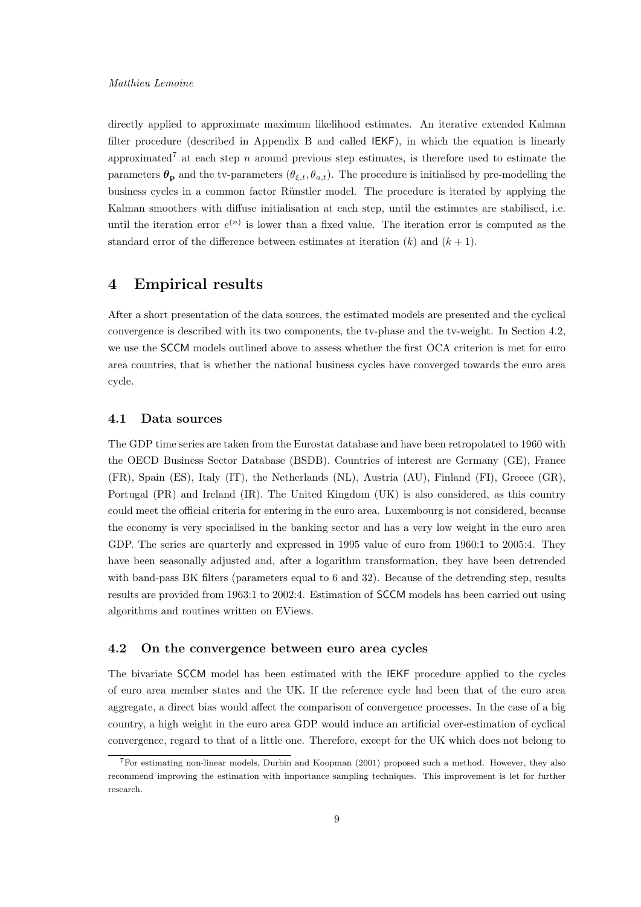directly applied to approximate maximum likelihood estimates. An iterative extended Kalman filter procedure (described in Appendix B and called IEKF), in which the equation is linearly approximated[7] at each step $n$ around previous step estimates, is therefore used to estimate the parameters $\boldsymbol{\theta_p}$ and the tv-parameters $(\theta_{\xi,t}, \theta_{a,t})$. The procedure is initialised by pre-modelling the business cycles in a common factor Rünstler model. The procedure is iterated by applying the Kalman smoothers with diffuse initialisation at each step, until the estimates are stabilised, i.e. until the iteration error $e^{(n)}$ is lower than a fixed value. The iteration error is computed as the standard error of the difference between estimates at iteration $(k)$ and $(k+1)$.

# 4 Empirical results

After a short presentation of the data sources, the estimated models are presented and the cyclical convergence is described with its two components, the tv-phase and the tv-weight. In Section 4.2, we use the SCCM models outlined above to assess whether the first OCA criterion is met for euro area countries, that is whether the national business cycles have converged towards the euro area cycle.

## 4.1 Data sources

The GDP time series are taken from the Eurostat database and have been retropolated to 1960 with the OECD Business Sector Database (BSDB). Countries of interest are Germany (GE), France (FR), Spain (ES), Italy (IT), the Netherlands (NL), Austria (AU), Finland (FI), Greece (GR), Portugal (PR) and Ireland (IR). The United Kingdom (UK) is also considered, as this country could meet the official criteria for entering in the euro area. Luxembourg is not considered, because the economy is very specialised in the banking sector and has a very low weight in the euro area GDP. The series are quarterly and expressed in 1995 value of euro from 1960:1 to 2005:4. They have been seasonally adjusted and, after a logarithm transformation, they have been detrended with band-pass BK filters (parameters equal to 6 and 32). Because of the detrending step, results results are provided from 1963:1 to 2002:4. Estimation of SCCM models has been carried out using algorithms and routines written on EViews.

## 4.2 On the convergence between euro area cycles

The bivariate SCCM model has been estimated with the IEKF procedure applied to the cycles of euro area member states and the UK. If the reference cycle had been that of the euro area aggregate, a direct bias would affect the comparison of convergence processes. In the case of a big country, a high weight in the euro area GDP would induce an artificial over-estimation of cyclical convergence, regard to that of a little one. Therefore, except for the UK which does not belong to

[7] For estimating non-linear models, Durbin and Koopman (2001) proposed such a method. However, they also recommend improving the estimation with importance sampling techniques. This improvement is let for further research.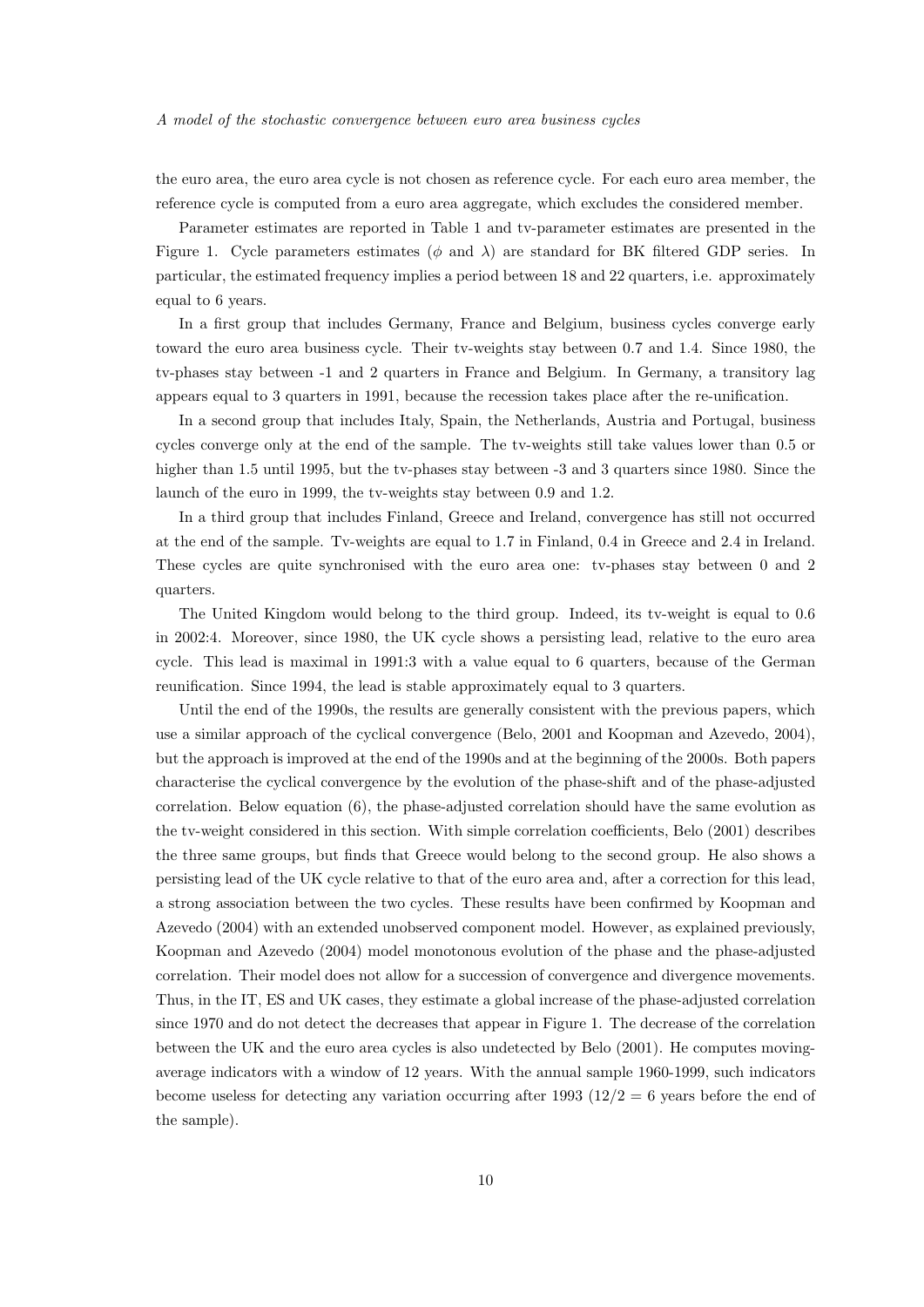the euro area, the euro area cycle is not chosen as reference cycle. For each euro area member, the reference cycle is computed from a euro area aggregate, which excludes the considered member.

Parameter estimates are reported in Table 1 and tv-parameter estimates are presented in the Figure 1. Cycle parameters estimates ($\phi$ and $\lambda$) are standard for BK filtered GDP series. In particular, the estimated frequency implies a period between 18 and 22 quarters, i.e. approximately equal to 6 years.

In a first group that includes Germany, France and Belgium, business cycles converge early toward the euro area business cycle. Their tv-weights stay between 0.7 and 1.4. Since 1980, the tv-phases stay between -1 and 2 quarters in France and Belgium. In Germany, a transitory lag appears equal to 3 quarters in 1991, because the recession takes place after the re-unification.

In a second group that includes Italy, Spain, the Netherlands, Austria and Portugal, business cycles converge only at the end of the sample. The tv-weights still take values lower than 0.5 or higher than 1.5 until 1995, but the tv-phases stay between -3 and 3 quarters since 1980. Since the launch of the euro in 1999, the tv-weights stay between 0.9 and 1.2.

In a third group that includes Finland, Greece and Ireland, convergence has still not occurred at the end of the sample. Tv-weights are equal to 1.7 in Finland, 0.4 in Greece and 2.4 in Ireland. These cycles are quite synchronised with the euro area one: tv-phases stay between 0 and 2 quarters.

The United Kingdom would belong to the third group. Indeed, its tv-weight is equal to 0.6 in 2002:4. Moreover, since 1980, the UK cycle shows a persisting lead, relative to the euro area cycle. This lead is maximal in 1991:3 with a value equal to 6 quarters, because of the German reunification. Since 1994, the lead is stable approximately equal to 3 quarters.

Until the end of the 1990s, the results are generally consistent with the previous papers, which use a similar approach of the cyclical convergence (Belo, 2001 and Koopman and Azevedo, 2004), but the approach is improved at the end of the 1990s and at the beginning of the 2000s. Both papers characterise the cyclical convergence by the evolution of the phase-shift and of the phase-adjusted correlation. Below equation (6), the phase-adjusted correlation should have the same evolution as the tv-weight considered in this section. With simple correlation coefficients, Belo (2001) describes the three same groups, but finds that Greece would belong to the second group. He also shows a persisting lead of the UK cycle relative to that of the euro area and, after a correction for this lead, a strong association between the two cycles. These results have been confirmed by Koopman and Azevedo (2004) with an extended unobserved component model. However, as explained previously, Koopman and Azevedo (2004) model monotonous evolution of the phase and the phase-adjusted correlation. Their model does not allow for a succession of convergence and divergence movements. Thus, in the IT, ES and UK cases, they estimate a global increase of the phase-adjusted correlation since 1970 and do not detect the decreases that appear in Figure 1. The decrease of the correlation between the UK and the euro area cycles is also undetected by Belo (2001). He computes moving-average indicators with a window of 12 years. With the annual sample 1960-1999, such indicators become useless for detecting any variation occurring after 1993 ($12/2 = 6$ years before the end of the sample).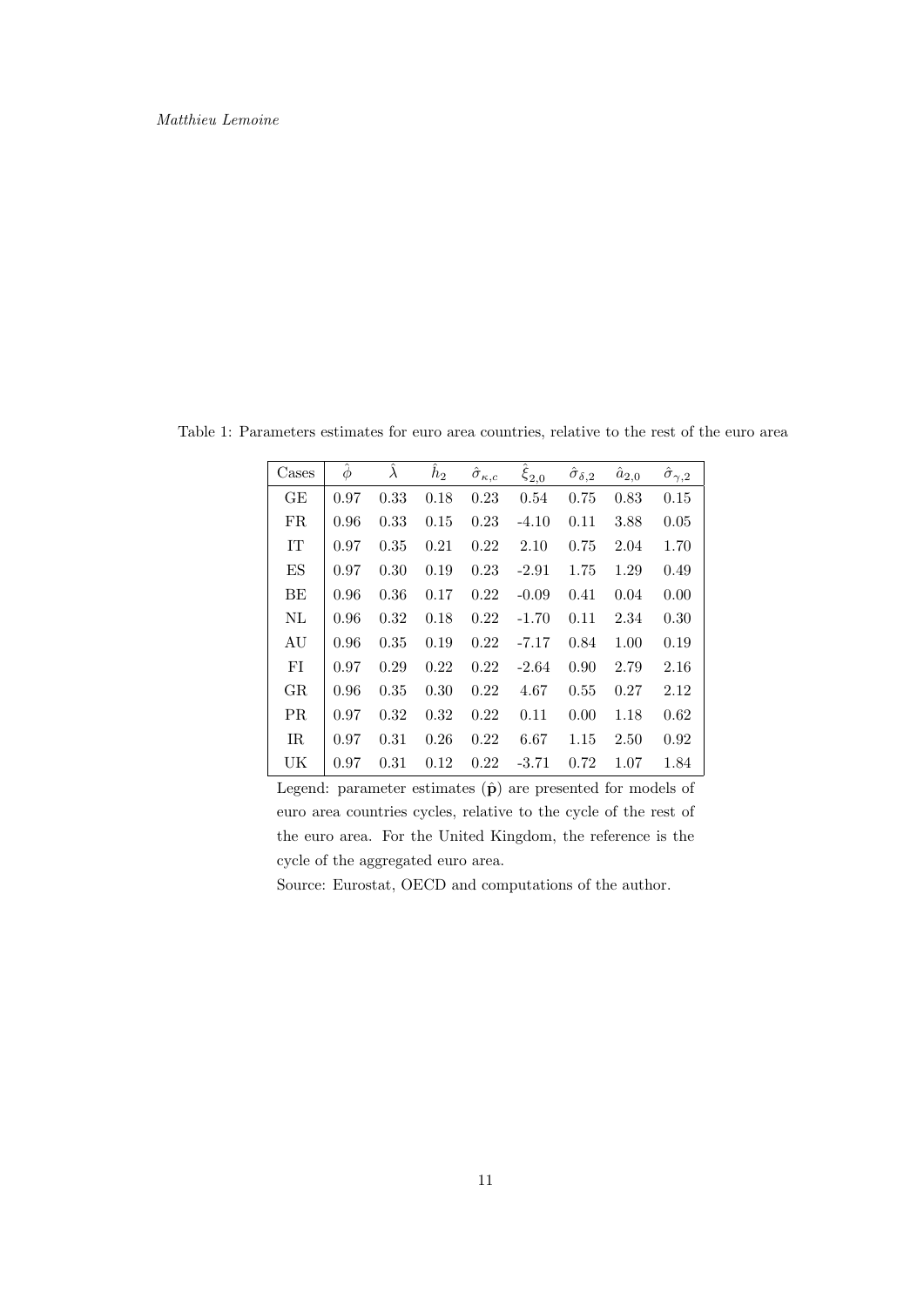Table 1: Parameters estimates for euro area countries, relative to the rest of the euro area

| Cases | $\hat{\phi}$ | $\hat{\lambda}$ | $\hat{h}_2$ | $\hat{\sigma}_{\kappa,c}$ | $\hat{\xi}_{2,0}$ | $\hat{\sigma}_{\delta,2}$ | $\hat{a}_{2,0}$ | $\hat{\sigma}_{\gamma,2}$ |
|---|---|---|---|---|---|---|---|---|
| GE | 0.97 | 0.33 | 0.18 | 0.23 | 0.54 | 0.75 | 0.83 | 0.15 |
| FR | 0.96 | 0.33 | 0.15 | 0.23 | -4.10 | 0.11 | 3.88 | 0.05 |
| IT | 0.97 | 0.35 | 0.21 | 0.22 | 2.10 | 0.75 | 2.04 | 1.70 |
| ES | 0.97 | 0.30 | 0.19 | 0.23 | -2.91 | 1.75 | 1.29 | 0.49 |
| BE | 0.96 | 0.36 | 0.17 | 0.22 | -0.09 | 0.41 | 0.04 | 0.00 |
| NL | 0.96 | 0.32 | 0.18 | 0.22 | -1.70 | 0.11 | 2.34 | 0.30 |
| AU | 0.96 | 0.35 | 0.19 | 0.22 | -7.17 | 0.84 | 1.00 | 0.19 |
| FI | 0.97 | 0.29 | 0.22 | 0.22 | -2.64 | 0.90 | 2.79 | 2.16 |
| GR | 0.96 | 0.35 | 0.30 | 0.22 | 4.67 | 0.55 | 0.27 | 2.12 |
| PR | 0.97 | 0.32 | 0.32 | 0.22 | 0.11 | 0.00 | 1.18 | 0.62 |
| IR | 0.97 | 0.31 | 0.26 | 0.22 | 6.67 | 1.15 | 2.50 | 0.92 |
| UK | 0.97 | 0.31 | 0.12 | 0.22 | -3.71 | 0.72 | 1.07 | 1.84 |

Legend: parameter estimates ($\hat{\mathbf{p}}$) are presented for models of euro area countries cycles, relative to the cycle of the rest of the euro area. For the United Kingdom, the reference is the cycle of the aggregated euro area.

Source: Eurostat, OECD and computations of the author.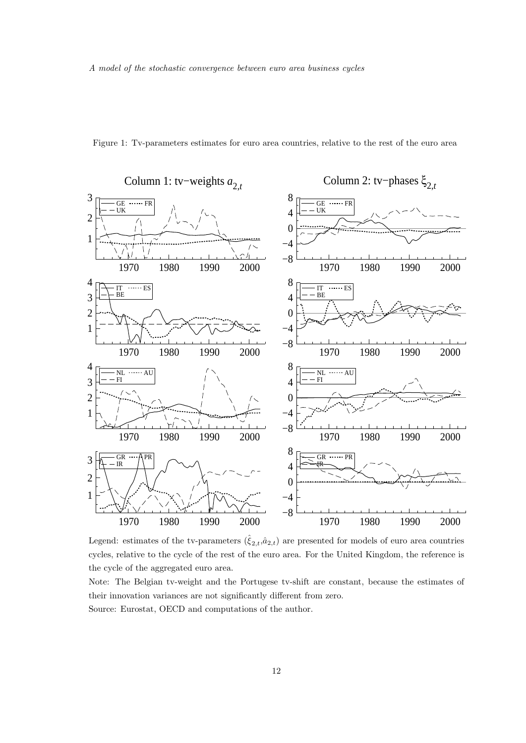Figure 1: Tv-parameters estimates for euro area countries, relative to the rest of the euro area

Legend: estimates of the tv-parameters ($\hat{\xi}_{2,t}$,$\hat{a}_{2,t}$) are presented for models of euro area countries cycles, relative to the cycle of the rest of the euro area. For the United Kingdom, the reference is the cycle of the aggregated euro area.

Note: The Belgian tv-weight and the Portugese tv-shift are constant, because the estimates of their innovation variances are not significantly different from zero.

Source: Eurostat, OECD and computations of the author.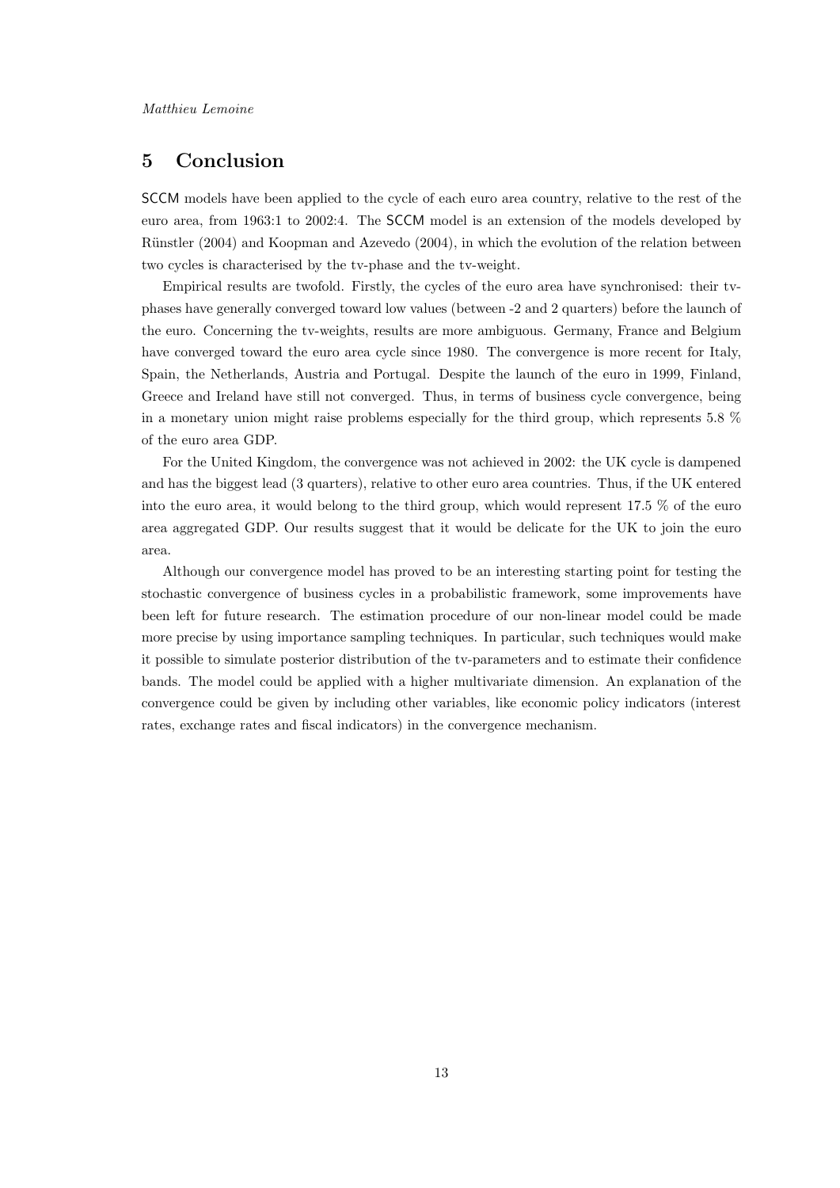## 5 Conclusion

SCCM models have been applied to the cycle of each euro area country, relative to the rest of the euro area, from 1963:1 to 2002:4. The SCCM model is an extension of the models developed by Rünstler (2004) and Koopman and Azevedo (2004), in which the evolution of the relation between two cycles is characterised by the tv-phase and the tv-weight.

Empirical results are twofold. Firstly, the cycles of the euro area have synchronised: their tv-phases have generally converged toward low values (between -2 and 2 quarters) before the launch of the euro. Concerning the tv-weights, results are more ambiguous. Germany, France and Belgium have converged toward the euro area cycle since 1980. The convergence is more recent for Italy, Spain, the Netherlands, Austria and Portugal. Despite the launch of the euro in 1999, Finland, Greece and Ireland have still not converged. Thus, in terms of business cycle convergence, being in a monetary union might raise problems especially for the third group, which represents 5.8 % of the euro area GDP.

For the United Kingdom, the convergence was not achieved in 2002: the UK cycle is dampened and has the biggest lead (3 quarters), relative to other euro area countries. Thus, if the UK entered into the euro area, it would belong to the third group, which would represent 17.5 % of the euro area aggregated GDP. Our results suggest that it would be delicate for the UK to join the euro area.

Although our convergence model has proved to be an interesting starting point for testing the stochastic convergence of business cycles in a probabilistic framework, some improvements have been left for future research. The estimation procedure of our non-linear model could be made more precise by using importance sampling techniques. In particular, such techniques would make it possible to simulate posterior distribution of the tv-parameters and to estimate their confidence bands. The model could be applied with a higher multivariate dimension. An explanation of the convergence could be given by including other variables, like economic policy indicators (interest rates, exchange rates and fiscal indicators) in the convergence mechanism.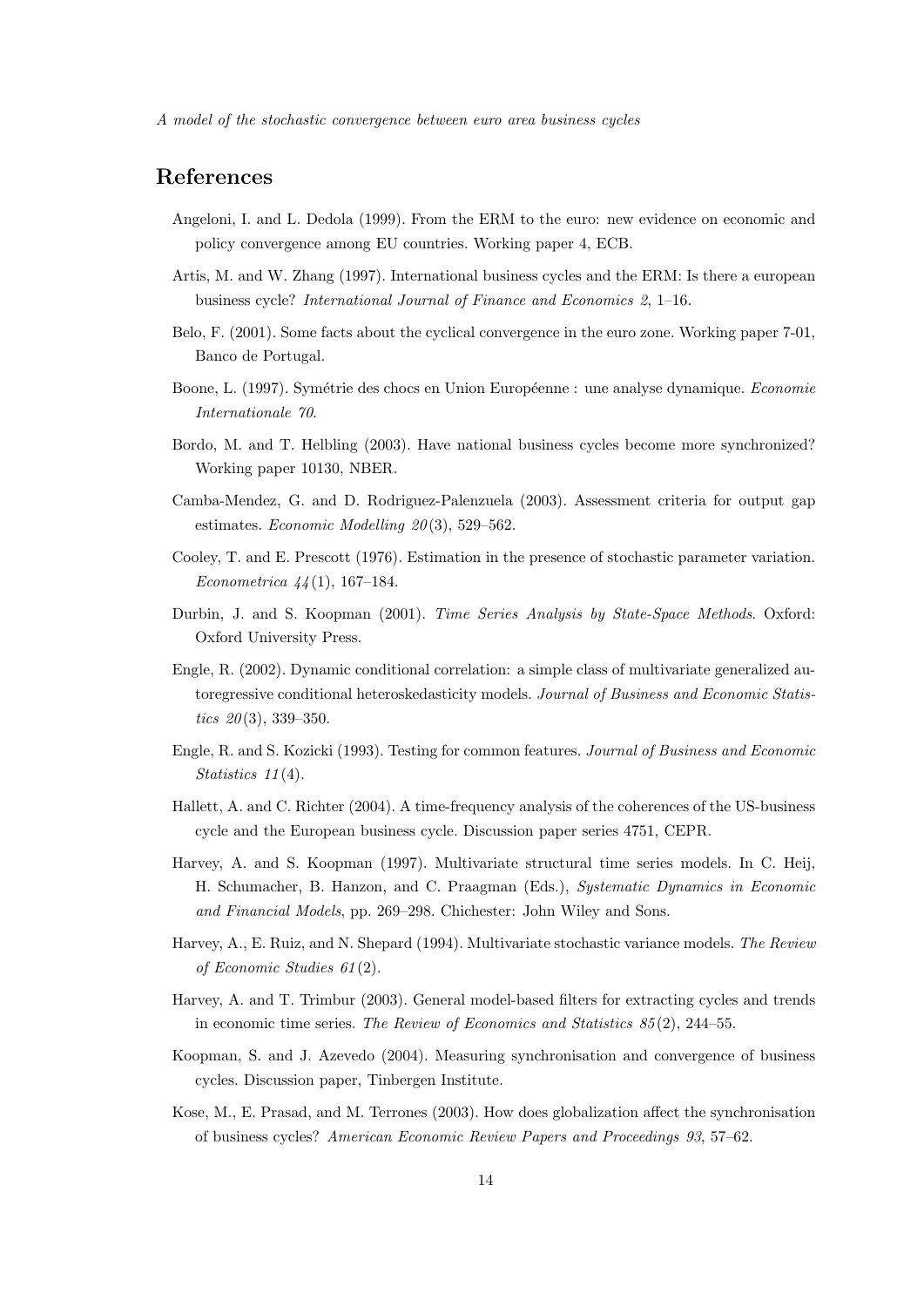# References

Angeloni, I. and L. Dedola (1999). From the ERM to the euro: new evidence on economic and policy convergence among EU countries. Working paper 4, ECB.

Artis, M. and W. Zhang (1997). International business cycles and the ERM: Is there a european business cycle? *International Journal of Finance and Economics 2*, 1–16.

Belo, F. (2001). Some facts about the cyclical convergence in the euro zone. Working paper 7-01, Banco de Portugal.

Boone, L. (1997). Symétrie des chocs en Union Européenne : une analyse dynamique. *Economie Internationale 70*.

Bordo, M. and T. Helbling (2003). Have national business cycles become more synchronized? Working paper 10130, NBER.

Camba-Mendez, G. and D. Rodriguez-Palenzuela (2003). Assessment criteria for output gap estimates. *Economic Modelling 20*(3), 529–562.

Cooley, T. and E. Prescott (1976). Estimation in the presence of stochastic parameter variation. *Econometrica 44*(1), 167–184.

Durbin, J. and S. Koopman (2001). *Time Series Analysis by State-Space Methods*. Oxford: Oxford University Press.

Engle, R. (2002). Dynamic conditional correlation: a simple class of multivariate generalized autoregressive conditional heteroskedasticity models. *Journal of Business and Economic Statistics 20*(3), 339–350.

Engle, R. and S. Kozicki (1993). Testing for common features. *Journal of Business and Economic Statistics 11*(4).

Hallett, A. and C. Richter (2004). A time-frequency analysis of the coherences of the US-business cycle and the European business cycle. Discussion paper series 4751, CEPR.

Harvey, A. and S. Koopman (1997). Multivariate structural time series models. In C. Heij, H. Schumacher, B. Hanzon, and C. Praagman (Eds.), *Systematic Dynamics in Economic and Financial Models*, pp. 269–298. Chichester: John Wiley and Sons.

Harvey, A., E. Ruiz, and N. Shepard (1994). Multivariate stochastic variance models. *The Review of Economic Studies 61*(2).

Harvey, A. and T. Trimbur (2003). General model-based filters for extracting cycles and trends in economic time series. *The Review of Economics and Statistics 85*(2), 244–55.

Koopman, S. and J. Azevedo (2004). Measuring synchronisation and convergence of business cycles. Discussion paper, Tinbergen Institute.

Kose, M., E. Prasad, and M. Terrones (2003). How does globalization affect the synchronisation of business cycles? *American Economic Review Papers and Proceedings 93*, 57–62.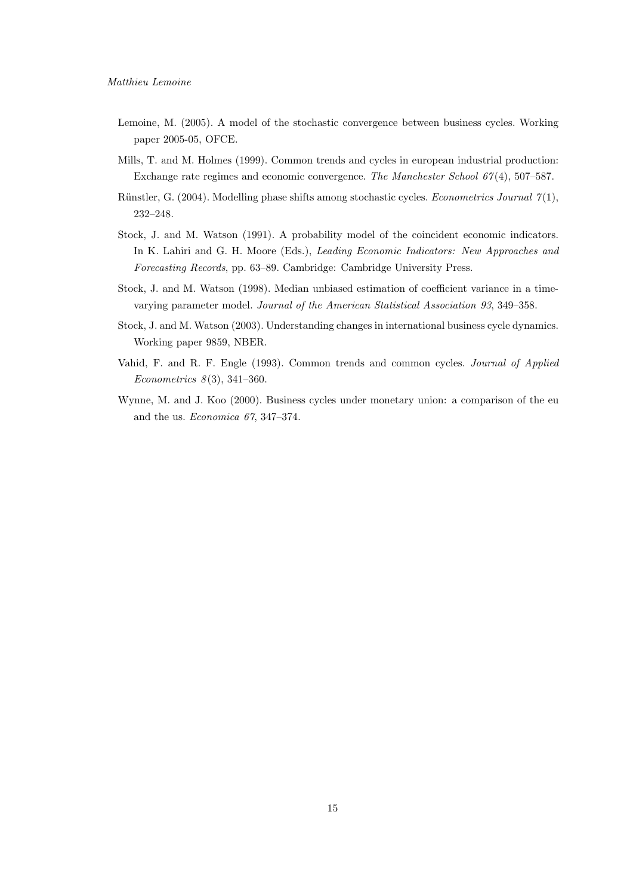Lemoine, M. (2005). A model of the stochastic convergence between business cycles. Working paper 2005-05, OFCE.

Mills, T. and M. Holmes (1999). Common trends and cycles in european industrial production: Exchange rate regimes and economic convergence. *The Manchester School 67*(4), 507–587.

Rünstler, G. (2004). Modelling phase shifts among stochastic cycles. *Econometrics Journal 7*(1), 232–248.

Stock, J. and M. Watson (1991). A probability model of the coincident economic indicators. In K. Lahiri and G. H. Moore (Eds.), *Leading Economic Indicators: New Approaches and Forecasting Records*, pp. 63–89. Cambridge: Cambridge University Press.

Stock, J. and M. Watson (1998). Median unbiased estimation of coefficient variance in a time-varying parameter model. *Journal of the American Statistical Association 93*, 349–358.

Stock, J. and M. Watson (2003). Understanding changes in international business cycle dynamics. Working paper 9859, NBER.

Vahid, F. and R. F. Engle (1993). Common trends and common cycles. *Journal of Applied Econometrics 8*(3), 341–360.

Wynne, M. and J. Koo (2000). Business cycles under monetary union: a comparison of the eu and the us. *Economica 67*, 347–374.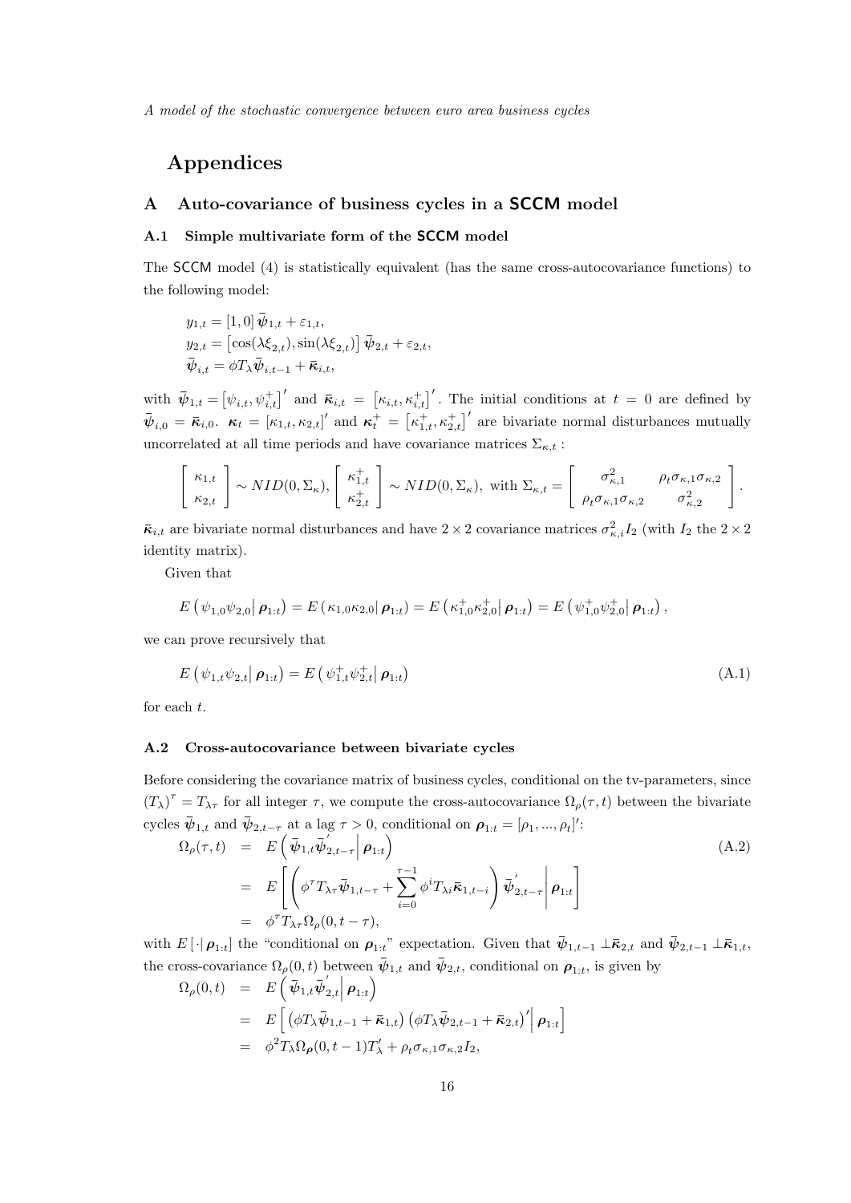# Appendices

## A Auto-covariance of business cycles in a SCCM model

### A.1 Simple multivariate form of the SCCM model

The SCCM model (4) is statistically equivalent (has the same cross-autocovariance functions) to the following model:

$$
\begin{aligned}
y_{1,t} &= [1,0]\,\bar{\boldsymbol{\psi}}_{1,t} + \varepsilon_{1,t},\\
y_{2,t} &= \left[\cos(\lambda\xi_{2,t}), \sin(\lambda\xi_{2,t})\right]\bar{\boldsymbol{\psi}}_{2,t} + \varepsilon_{2,t},\\
\bar{\boldsymbol{\psi}}_{i,t} &= \phi T_\lambda \bar{\boldsymbol{\psi}}_{i,t-1} + \bar{\boldsymbol{\kappa}}_{i,t},
\end{aligned}
$$

with $\bar{\boldsymbol{\psi}}_{1,t} = \left[\psi_{i,t}, \psi^{+}_{i,t}\right]'$ and $\bar{\boldsymbol{\kappa}}_{i,t} = \left[\kappa_{i,t}, \kappa^{+}_{i,t}\right]'$. The initial conditions at $t=0$ are defined by $\bar{\boldsymbol{\psi}}_{i,0} = \bar{\boldsymbol{\kappa}}_{i,0}$. $\boldsymbol{\kappa}_t = [\kappa_{1,t}, \kappa_{2,t}]'$ and $\boldsymbol{\kappa}^{+}_t = \left[\kappa^{+}_{1,t}, \kappa^{+}_{2,t}\right]'$ are bivariate normal disturbances mutually uncorrelated at all time periods and have covariance matrices $\Sigma_{\kappa,t}$ :

$$
\left[\begin{array}{c}\kappa_{1,t}\\ \kappa_{2,t}\end{array}\right] \sim NID(0,\Sigma_\kappa),\ \left[\begin{array}{c}\kappa^{+}_{1,t}\\ \kappa^{+}_{2,t}\end{array}\right] \sim NID(0,\Sigma_\kappa),\ \text{with } \Sigma_{\kappa,t} = \left[\begin{array}{cc}\sigma^2_{\kappa,1} & \rho_t\sigma_{\kappa,1}\sigma_{\kappa,2}\\ \rho_t\sigma_{\kappa,1}\sigma_{\kappa,2} & \sigma^2_{\kappa,2}\end{array}\right].
$$

$\bar{\boldsymbol{\kappa}}_{i,t}$ are bivariate normal disturbances and have $2\times 2$ covariance matrices $\sigma^2_{\kappa,i}I_2$ (with $I_2$ the $2\times 2$ identity matrix).

Given that

$$
E\left(\psi_{1,0}\psi_{2,0}\middle|\,\boldsymbol{\rho}_{1:t}\right) = E\left(\kappa_{1,0}\kappa_{2,0}\middle|\,\boldsymbol{\rho}_{1:t}\right) = E\left(\kappa^{+}_{1,0}\kappa^{+}_{2,0}\middle|\,\boldsymbol{\rho}_{1:t}\right) = E\left(\psi^{+}_{1,0}\psi^{+}_{2,0}\middle|\,\boldsymbol{\rho}_{1:t}\right),
$$

we can prove recursively that

$$
E\left(\psi_{1,t}\psi_{2,t}\middle|\,\boldsymbol{\rho}_{1:t}\right) = E\left(\psi^{+}_{1,t}\psi^{+}_{2,t}\middle|\,\boldsymbol{\rho}_{1:t}\right) \tag{A.1}
$$

for each $t$.

### A.2 Cross-autocovariance between bivariate cycles

Before considering the covariance matrix of business cycles, conditional on the tv-parameters, since $(T_\lambda)^\tau = T_{\lambda\tau}$ for all integer $\tau$, we compute the cross-autocovariance $\Omega_\rho(\tau,t)$ between the bivariate cycles $\bar{\boldsymbol{\psi}}_{1,t}$ and $\bar{\boldsymbol{\psi}}_{2,t-\tau}$ at a lag $\tau>0$, conditional on $\boldsymbol{\rho}_{1:t} = [\rho_1,...,\rho_t]'$:

$$
\begin{aligned}
\Omega_\rho(\tau,t) &= E\left(\bar{\boldsymbol{\psi}}_{1,t}\bar{\boldsymbol{\psi}}'_{2,t-\tau}\middle|\,\boldsymbol{\rho}_{1:t}\right) \\
&= E\left[\left(\phi^\tau T_{\lambda\tau}\bar{\boldsymbol{\psi}}_{1,t-\tau} + \sum_{i=0}^{\tau-1}\phi^i T_{\lambda i}\bar{\boldsymbol{\kappa}}_{1,t-i}\right)\bar{\boldsymbol{\psi}}'_{2,t-\tau}\middle|\,\boldsymbol{\rho}_{1:t}\right] \\
&= \phi^\tau T_{\lambda\tau}\Omega_\rho(0,t-\tau),
\end{aligned} \tag{A.2}
$$

with $E\left[\cdot|\,\boldsymbol{\rho}_{1:t}\right]$ the "conditional on $\boldsymbol{\rho}_{1:t}$" expectation. Given that $\bar{\boldsymbol{\psi}}_{1,t-1}\perp\bar{\boldsymbol{\kappa}}_{2,t}$ and $\bar{\boldsymbol{\psi}}_{2,t-1}\perp\bar{\boldsymbol{\kappa}}_{1,t}$, the cross-covariance $\Omega_\rho(0,t)$ between $\bar{\boldsymbol{\psi}}_{1,t}$ and $\bar{\boldsymbol{\psi}}_{2,t}$, conditional on $\boldsymbol{\rho}_{1:t}$, is given by

$$
\begin{aligned}
\Omega_\rho(0,t) &= E\left(\bar{\boldsymbol{\psi}}_{1,t}\bar{\boldsymbol{\psi}}'_{2,t}\middle|\,\boldsymbol{\rho}_{1:t}\right) \\
&= E\left[\left(\phi T_\lambda\bar{\boldsymbol{\psi}}_{1,t-1} + \bar{\boldsymbol{\kappa}}_{1,t}\right)\left(\phi T_\lambda\bar{\boldsymbol{\psi}}_{2,t-1} + \bar{\boldsymbol{\kappa}}_{2,t}\right)'\middle|\,\boldsymbol{\rho}_{1:t}\right] \\
&= \phi^2 T_\lambda \Omega_{\boldsymbol{\rho}}(0,t-1)T'_\lambda + \rho_t\sigma_{\kappa,1}\sigma_{\kappa,2}I_2,
\end{aligned}
$$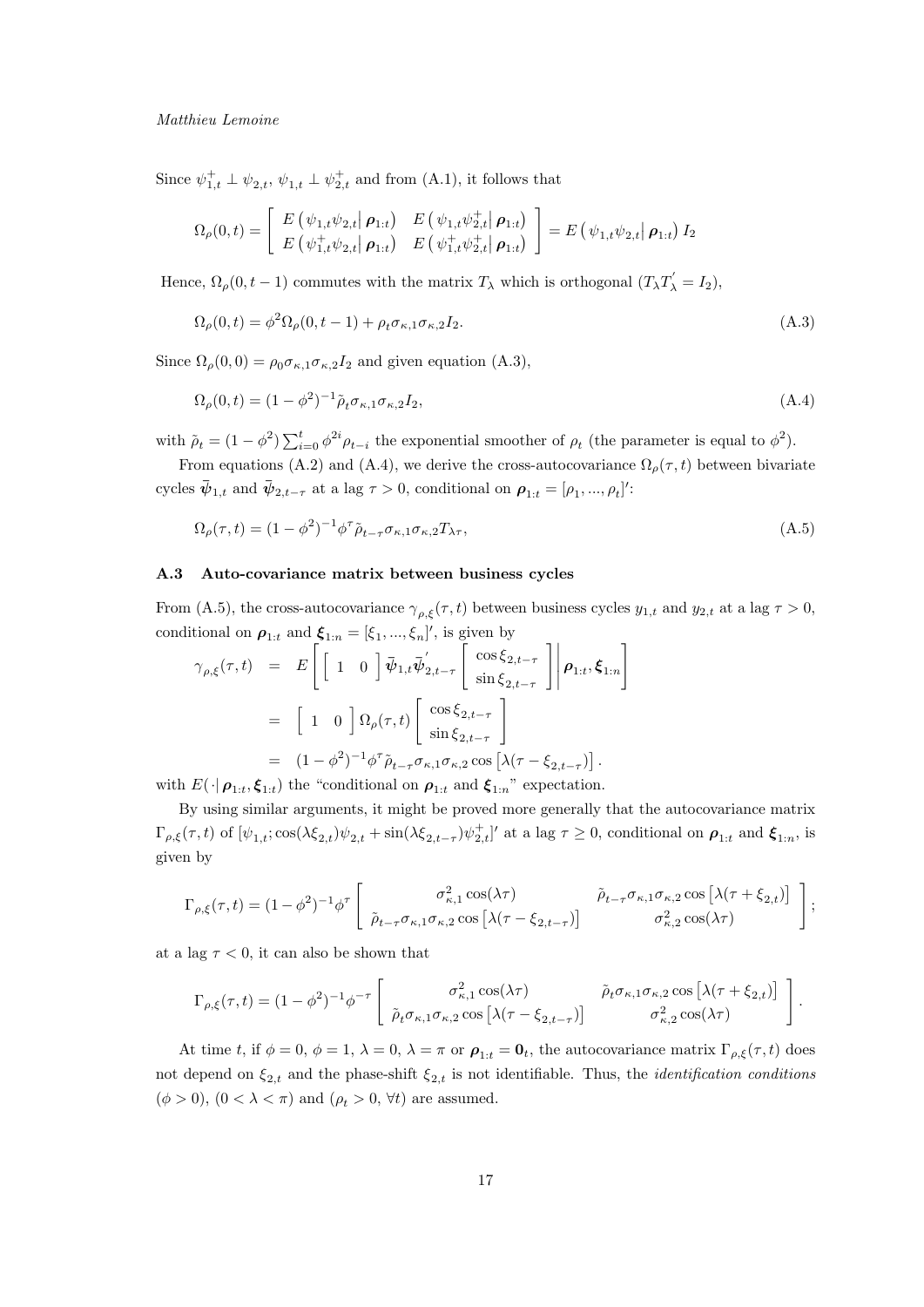Since $\psi_{1,t}^{+} \perp \psi_{2,t}$, $\psi_{1,t} \perp \psi_{2,t}^{+}$ and from (A.1), it follows that

$$\Omega_\rho(0,t) = \begin{bmatrix} E\left(\psi_{1,t}\psi_{2,t} \middle| \boldsymbol{\rho}_{1:t}\right) & E\left(\psi_{1,t}\psi_{2,t}^{+} \middle| \boldsymbol{\rho}_{1:t}\right) \\ E\left(\psi_{1,t}^{+}\psi_{2,t} \middle| \boldsymbol{\rho}_{1:t}\right) & E\left(\psi_{1,t}^{+}\psi_{2,t}^{+} \middle| \boldsymbol{\rho}_{1:t}\right) \end{bmatrix} = E\left(\psi_{1,t}\psi_{2,t} \middle| \boldsymbol{\rho}_{1:t}\right) I_2$$

Hence, $\Omega_\rho(0,t-1)$ commutes with the matrix $T_\lambda$ which is orthogonal ($T_\lambda T_\lambda^{'} = I_2$),

$$\Omega_\rho(0,t) = \phi^2 \Omega_\rho(0,t-1) + \rho_t \sigma_{\kappa,1}\sigma_{\kappa,2} I_2. \tag{A.3}$$

Since $\Omega_\rho(0,0) = \rho_0 \sigma_{\kappa,1}\sigma_{\kappa,2} I_2$ and given equation (A.3),

$$\Omega_\rho(0,t) = (1-\phi^2)^{-1} \tilde{\rho}_t \sigma_{\kappa,1}\sigma_{\kappa,2} I_2, \tag{A.4}$$

with $\tilde{\rho}_t = (1-\phi^2)\sum_{i=0}^{t} \phi^{2i}\rho_{t-i}$ the exponential smoother of $\rho_t$ (the parameter is equal to $\phi^2$).

From equations (A.2) and (A.4), we derive the cross-autocovariance $\Omega_\rho(\tau,t)$ between bivariate cycles $\bar{\boldsymbol{\psi}}_{1,t}$ and $\bar{\boldsymbol{\psi}}_{2,t-\tau}$ at a lag $\tau > 0$, conditional on $\boldsymbol{\rho}_{1:t} = [\rho_1, ..., \rho_t]'$:

$$\Omega_\rho(\tau,t) = (1-\phi^2)^{-1} \phi^\tau \tilde{\rho}_{t-\tau} \sigma_{\kappa,1}\sigma_{\kappa,2} T_{\lambda\tau}, \tag{A.5}$$

### A.3 Auto-covariance matrix between business cycles

From (A.5), the cross-autocovariance $\gamma_{\rho,\xi}(\tau,t)$ between business cycles $y_{1,t}$ and $y_{2,t}$ at a lag $\tau > 0$, conditional on $\boldsymbol{\rho}_{1:t}$ and $\boldsymbol{\xi}_{1:n} = [\xi_1, ..., \xi_n]'$, is given by

$$\begin{aligned}
\gamma_{\rho,\xi}(\tau,t) &= E\left[ \begin{bmatrix} 1 & 0 \end{bmatrix} \bar{\boldsymbol{\psi}}_{1,t} \bar{\boldsymbol{\psi}}_{2,t-\tau}^{'} \begin{bmatrix} \cos\xi_{2,t-\tau} \\ \sin\xi_{2,t-\tau} \end{bmatrix} \middle| \boldsymbol{\rho}_{1:t}, \boldsymbol{\xi}_{1:n} \right] \\
&= \begin{bmatrix} 1 & 0 \end{bmatrix} \Omega_\rho(\tau,t) \begin{bmatrix} \cos\xi_{2,t-\tau} \\ \sin\xi_{2,t-\tau} \end{bmatrix} \\
&= (1-\phi^2)^{-1}\phi^\tau \tilde{\rho}_{t-\tau}\sigma_{\kappa,1}\sigma_{\kappa,2}\cos\left[\lambda(\tau - \xi_{2,t-\tau})\right].
\end{aligned}$$

with $E(\cdot|\, \boldsymbol{\rho}_{1:t}, \boldsymbol{\xi}_{1:t})$ the "conditional on $\boldsymbol{\rho}_{1:t}$ and $\boldsymbol{\xi}_{1:n}$" expectation.

By using similar arguments, it might be proved more generally that the autocovariance matrix $\Gamma_{\rho,\xi}(\tau,t)$ of $[\psi_{1,t}; \cos(\lambda\xi_{2,t})\psi_{2,t} + \sin(\lambda\xi_{2,t-\tau})\psi_{2,t}^{+}]'$ at a lag $\tau \geq 0$, conditional on $\boldsymbol{\rho}_{1:t}$ and $\boldsymbol{\xi}_{1:n}$, is given by

$$\Gamma_{\rho,\xi}(\tau,t) = (1-\phi^2)^{-1}\phi^\tau \begin{bmatrix} \sigma_{\kappa,1}^2\cos(\lambda\tau) & \tilde{\rho}_{t-\tau}\sigma_{\kappa,1}\sigma_{\kappa,2}\cos\left[\lambda(\tau+\xi_{2,t})\right] \\ \tilde{\rho}_{t-\tau}\sigma_{\kappa,1}\sigma_{\kappa,2}\cos\left[\lambda(\tau-\xi_{2,t-\tau})\right] & \sigma_{\kappa,2}^2\cos(\lambda\tau) \end{bmatrix};$$

at a lag $\tau < 0$, it can also be shown that

$$\Gamma_{\rho,\xi}(\tau,t) = (1-\phi^2)^{-1}\phi^{-\tau} \begin{bmatrix} \sigma_{\kappa,1}^2\cos(\lambda\tau) & \tilde{\rho}_{t}\sigma_{\kappa,1}\sigma_{\kappa,2}\cos\left[\lambda(\tau+\xi_{2,t})\right] \\ \tilde{\rho}_{t}\sigma_{\kappa,1}\sigma_{\kappa,2}\cos\left[\lambda(\tau-\xi_{2,t-\tau})\right] & \sigma_{\kappa,2}^2\cos(\lambda\tau) \end{bmatrix}.$$

At time $t$, if $\phi = 0$, $\phi = 1$, $\lambda = 0$, $\lambda = \pi$ or $\boldsymbol{\rho}_{1:t} = \mathbf{0}_t$, the autocovariance matrix $\Gamma_{\rho,\xi}(\tau,t)$ does not depend on $\xi_{2,t}$ and the phase-shift $\xi_{2,t}$ is not identifiable. Thus, the *identification conditions* $(\phi > 0)$, $(0 < \lambda < \pi)$ and $(\rho_t > 0, \forall t)$ are assumed.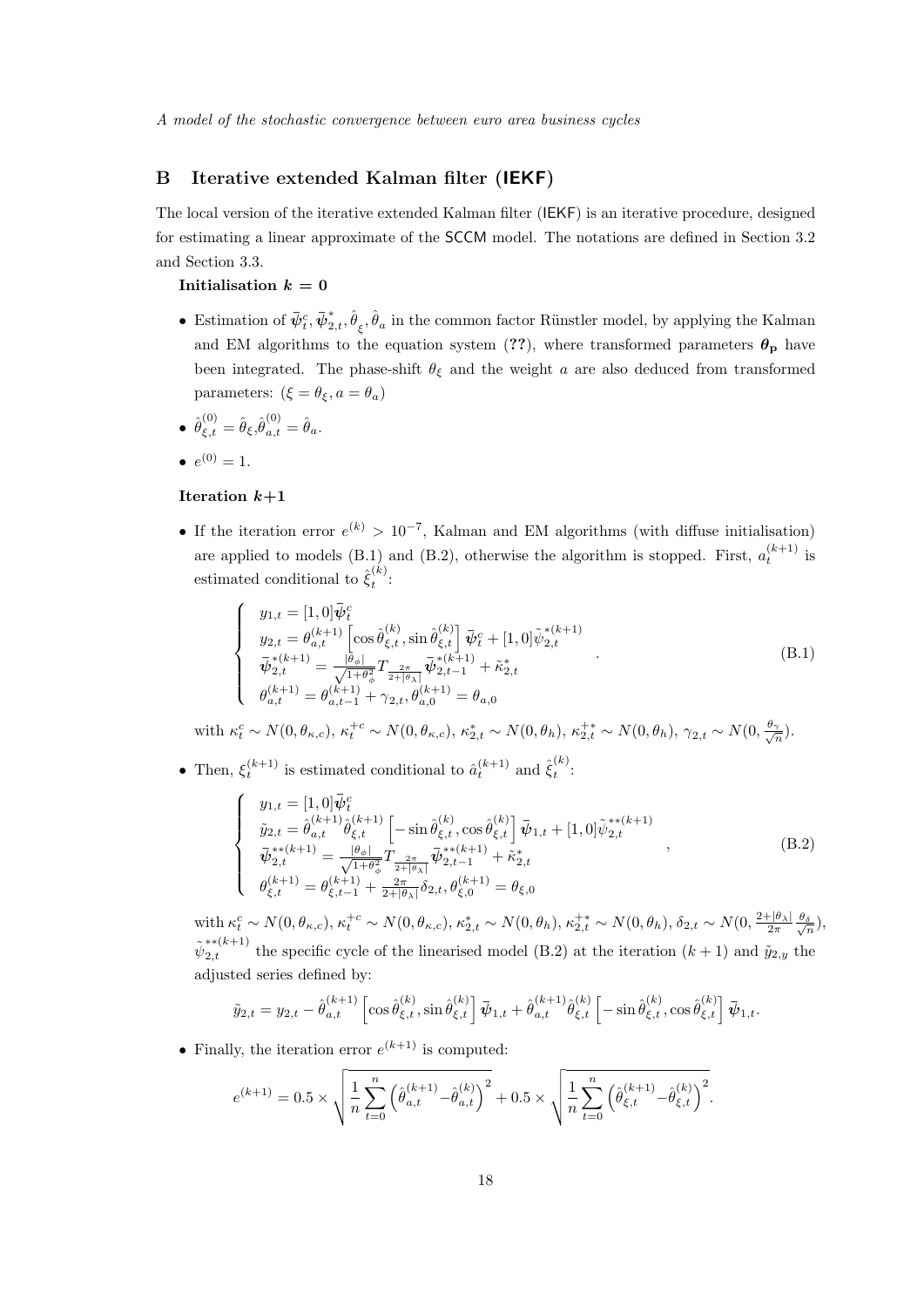## B Iterative extended Kalman filter (IEKF)

The local version of the iterative extended Kalman filter (IEKF) is an iterative procedure, designed for estimating a linear approximate of the SCCM model. The notations are defined in Section 3.2 and Section 3.3.

**Initialisation $k = 0$**

- Estimation of $\bar{\boldsymbol{\psi}}_t^c, \bar{\boldsymbol{\psi}}_{2,t}^*, \hat{\theta}_\xi, \hat{\theta}_a$ in the common factor Rünstler model, by applying the Kalman and EM algorithms to the equation system (**??**), where transformed parameters $\boldsymbol{\theta}_{\mathbf{P}}$ have been integrated. The phase-shift $\theta_\xi$ and the weight $a$ are also deduced from transformed parameters: $(\xi = \theta_\xi, a = \theta_a)$
- $\hat{\theta}_{\xi,t}^{(0)} = \hat{\theta}_\xi, \hat{\theta}_{a,t}^{(0)} = \hat{\theta}_a$.
- $e^{(0)} = 1$.

**Iteration $k$+1**

- If the iteration error $e^{(k)} > 10^{-7}$, Kalman and EM algorithms (with diffuse initialisation) are applied to models (B.1) and (B.2), otherwise the algorithm is stopped. First, $a_t^{(k+1)}$ is estimated conditional to $\hat{\xi}_t^{(k)}$:

$$
\left\{
\begin{array}{l}
y_{1,t} = [1,0]\bar{\boldsymbol{\psi}}_t^c \\
y_{2,t} = \theta_{a,t}^{(k+1)} \left[\cos\hat{\theta}_{\xi,t}^{(k)}, \sin\hat{\theta}_{\xi,t}^{(k)}\right] \bar{\boldsymbol{\psi}}_t^c + [1,0]\tilde{\psi}_{2,t}^{*(k+1)} \\
\bar{\boldsymbol{\psi}}_{2,t}^{*(k+1)} = \frac{|\theta_\phi|}{\sqrt{1+\theta_\phi^2}} T_{\frac{2\pi}{2+|\theta_\lambda|}} \bar{\boldsymbol{\psi}}_{2,t-1}^{*(k+1)} + \tilde{\kappa}_{2,t}^* \\
\theta_{a,t}^{(k+1)} = \theta_{a,t-1}^{(k+1)} + \gamma_{2,t}, \theta_{a,0}^{(k+1)} = \theta_{a,0}
\end{array}
\right. . \tag{B.1}
$$

  with $\kappa_t^c \sim N(0, \theta_{\kappa,c})$, $\kappa_t^{+c} \sim N(0, \theta_{\kappa,c})$, $\kappa_{2,t}^* \sim N(0, \theta_h)$, $\kappa_{2,t}^{+*} \sim N(0, \theta_h)$, $\gamma_{2,t} \sim N(0, \frac{\theta_\gamma}{\sqrt{n}})$.

- Then, $\xi_t^{(k+1)}$ is estimated conditional to $\hat{a}_t^{(k+1)}$ and $\hat{\xi}_t^{(k)}$:

$$
\left\{
\begin{array}{l}
y_{1,t} = [1,0]\bar{\boldsymbol{\psi}}_t^c \\
\tilde{y}_{2,t} = \hat{\theta}_{a,t}^{(k+1)} \hat{\theta}_{\xi,t}^{(k+1)} \left[-\sin\hat{\theta}_{\xi,t}^{(k)}, \cos\hat{\theta}_{\xi,t}^{(k)}\right] \bar{\boldsymbol{\psi}}_{1,t} + [1,0]\tilde{\psi}_{2,t}^{**(k+1)} \\
\bar{\boldsymbol{\psi}}_{2,t}^{**(k+1)} = \frac{|\theta_\phi|}{\sqrt{1+\theta_\phi^2}} T_{\frac{2\pi}{2+|\theta_\lambda|}} \bar{\boldsymbol{\psi}}_{2,t-1}^{**(k+1)} + \tilde{\kappa}_{2,t}^* \\
\theta_{\xi,t}^{(k+1)} = \theta_{\xi,t-1}^{(k+1)} + \frac{2\pi}{2+|\theta_\lambda|}\delta_{2,t}, \theta_{\xi,0}^{(k+1)} = \theta_{\xi,0}
\end{array}
\right. , \tag{B.2}
$$

  with $\kappa_t^c \sim N(0, \theta_{\kappa,c})$, $\kappa_t^{+c} \sim N(0, \theta_{\kappa,c})$, $\kappa_{2,t}^* \sim N(0, \theta_h)$, $\kappa_{2,t}^{+*} \sim N(0, \theta_h)$, $\delta_{2,t} \sim N(0, \frac{2+|\theta_\lambda|}{2\pi} \frac{\theta_\delta}{\sqrt{n}})$, $\tilde{\psi}_{2,t}^{**(k+1)}$ the specific cycle of the linearised model (B.2) at the iteration $(k+1)$ and $\tilde{y}_{2,y}$ the adjusted series defined by:

$$
\tilde{y}_{2,t} = y_{2,t} - \hat{\theta}_{a,t}^{(k+1)} \left[\cos\hat{\theta}_{\xi,t}^{(k)}, \sin\hat{\theta}_{\xi,t}^{(k)}\right] \bar{\boldsymbol{\psi}}_{1,t} + \hat{\theta}_{a,t}^{(k+1)} \hat{\theta}_{\xi,t}^{(k)} \left[-\sin\hat{\theta}_{\xi,t}^{(k)}, \cos\hat{\theta}_{\xi,t}^{(k)}\right] \bar{\boldsymbol{\psi}}_{1,t}.
$$

- Finally, the iteration error $e^{(k+1)}$ is computed:

$$
e^{(k+1)} = 0.5 \times \sqrt{\frac{1}{n}\sum_{t=0}^{n} \left(\hat{\theta}_{a,t}^{(k+1)} - \hat{\theta}_{a,t}^{(k)}\right)^2} + 0.5 \times \sqrt{\frac{1}{n}\sum_{t=0}^{n} \left(\hat{\theta}_{\xi,t}^{(k+1)} - \hat{\theta}_{\xi,t}^{(k)}\right)^2}.
$$